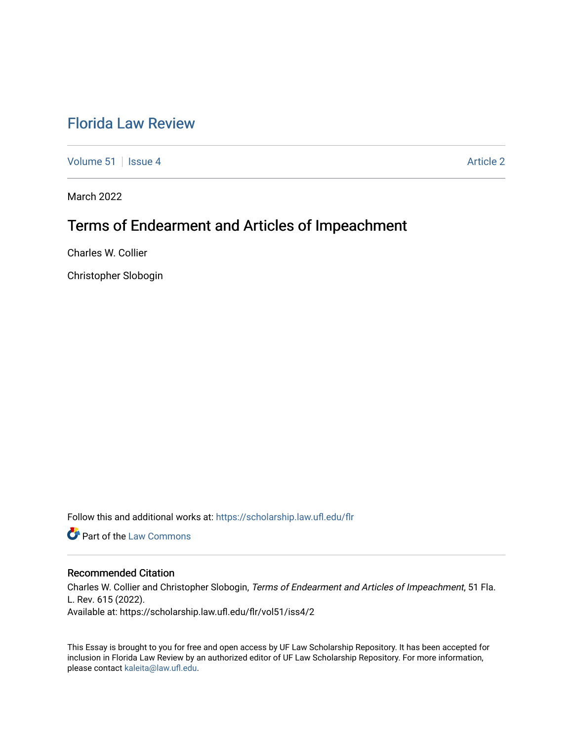# Florida Law Review

Volume 51 | Issue 4 Article 2

March 2022

## Terms of Endearment and Articles of Impeachment

Charles W. Collier

Christopher Slobogin

Follow this and additional works at: https://scholarship.law.ufl.edu/flr

Part of the Law Commons

### Recommended Citation

Charles W. Collier and Christopher Slobogin, *Terms of Endearment and Articles of Impeachment*, 51 Fla. L. Rev. 615 (2022).
Available at: https://scholarship.law.ufl.edu/flr/vol51/iss4/2

This Essay is brought to you for free and open access by UF Law Scholarship Repository. It has been accepted for inclusion in Florida Law Review by an authorized editor of UF Law Scholarship Repository. For more information, please contact kaleita@law.ufl.edu.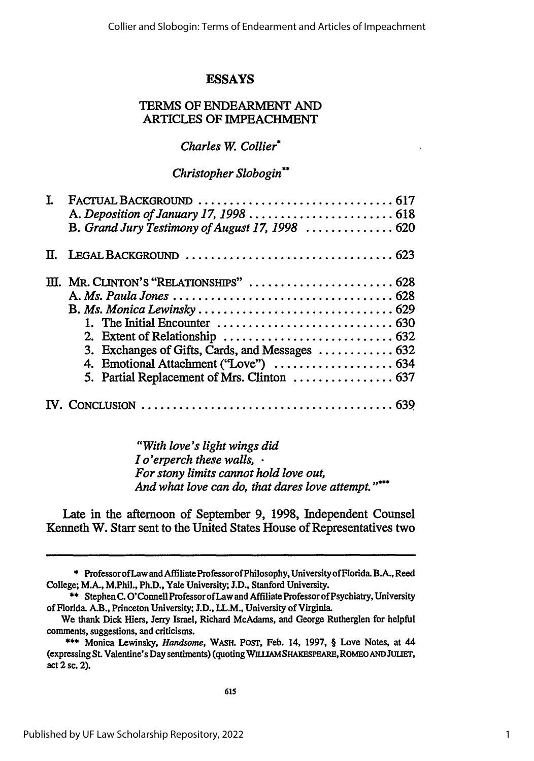## ESSAYS

# TERMS OF ENDEARMENT AND ARTICLES OF IMPEACHMENT

*Charles W. Collier\**

*Christopher Slobogin\*\**

| | | |
|---|---|---|
| I. | FACTUAL BACKGROUND | 617 |
| | A. *Deposition of January 17, 1998* | 618 |
| | B. *Grand Jury Testimony of August 17, 1998* | 620 |
| II. | LEGAL BACKGROUND | 623 |
| III. | MR. CLINTON'S "RELATIONSHIPS" | 628 |
| | A. *Ms. Paula Jones* | 628 |
| | B. *Ms. Monica Lewinsky* | 629 |
| | 1. The Initial Encounter | 630 |
| | 2. Extent of Relationship | 632 |
| | 3. Exchanges of Gifts, Cards, and Messages | 632 |
| | 4. Emotional Attachment ("Love") | 634 |
| | 5. Partial Replacement of Mrs. Clinton | 637 |
| IV. | CONCLUSION | 639 |

> *"With love's light wings did*
> *I o'erperch these walls,*
> *For stony limits cannot hold love out,*
> *And what love can do, that dares love attempt."\*\*\**

Late in the afternoon of September 9, 1998, Independent Counsel Kenneth W. Starr sent to the United States House of Representatives two

---

\* Professor of Law and Affiliate Professor of Philosophy, University of Florida. B.A., Reed College; M.A., M.Phil., Ph.D., Yale University; J.D., Stanford University.

\*\* Stephen C. O'Connell Professor of Law and Affiliate Professor of Psychiatry, University of Florida. A.B., Princeton University; J.D., LL.M., University of Virginia.

We thank Dick Hiers, Jerry Israel, Richard McAdams, and George Rutherglen for helpful comments, suggestions, and criticisms.

\*\*\* Monica Lewinsky, *Handsome*, WASH. POST, Feb. 14, 1997, § Love Notes, at 44 (expressing St. Valentine's Day sentiments) (quoting WILLIAM SHAKESPEARE, ROMEO AND JULIET, act 2 sc. 2).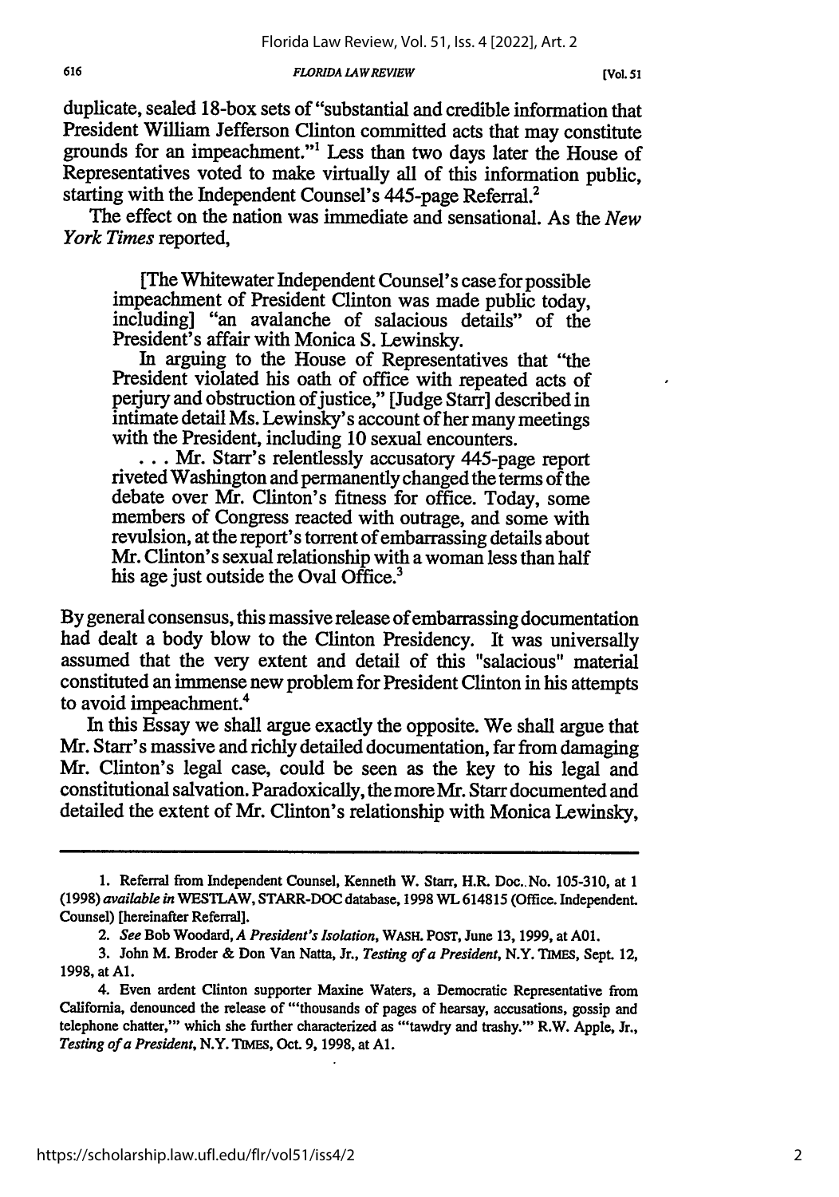duplicate, sealed 18-box sets of "substantial and credible information that President William Jefferson Clinton committed acts that may constitute grounds for an impeachment."[1] Less than two days later the House of Representatives voted to make virtually all of this information public, starting with the Independent Counsel's 445-page Referral.[2]

The effect on the nation was immediate and sensational. As the *New York Times* reported,

> [The Whitewater Independent Counsel's case for possible impeachment of President Clinton was made public today, including] "an avalanche of salacious details" of the President's affair with Monica S. Lewinsky.
>
> In arguing to the House of Representatives that "the President violated his oath of office with repeated acts of perjury and obstruction of justice," [Judge Starr] described in intimate detail Ms. Lewinsky's account of her many meetings with the President, including 10 sexual encounters.
>
> . . . Mr. Starr's relentlessly accusatory 445-page report riveted Washington and permanently changed the terms of the debate over Mr. Clinton's fitness for office. Today, some members of Congress reacted with outrage, and some with revulsion, at the report's torrent of embarrassing details about Mr. Clinton's sexual relationship with a woman less than half his age just outside the Oval Office.[3]

By general consensus, this massive release of embarrassing documentation had dealt a body blow to the Clinton Presidency. It was universally assumed that the very extent and detail of this "salacious" material constituted an immense new problem for President Clinton in his attempts to avoid impeachment.[4]

In this Essay we shall argue exactly the opposite. We shall argue that Mr. Starr's massive and richly detailed documentation, far from damaging Mr. Clinton's legal case, could be seen as the key to his legal and constitutional salvation. Paradoxically, the more Mr. Starr documented and detailed the extent of Mr. Clinton's relationship with Monica Lewinsky,

---

1. Referral from Independent Counsel, Kenneth W. Starr, H.R. Doc. No. 105-310, at 1 (1998) *available in* WESTLAW, STARR-DOC database, 1998 WL 614815 (Office. Independent. Counsel) [hereinafter Referral].

2. *See* Bob Woodard, *A President's Isolation*, WASH. POST, June 13, 1999, at A01.

3. John M. Broder & Don Van Natta, Jr., *Testing of a President*, N.Y. TIMES, Sept. 12, 1998, at A1.

4. Even ardent Clinton supporter Maxine Waters, a Democratic Representative from California, denounced the release of "'thousands of pages of hearsay, accusations, gossip and telephone chatter,'" which she further characterized as "'tawdry and trashy.'" R.W. Apple, Jr., *Testing of a President*, N.Y. TIMES, Oct. 9, 1998, at A1.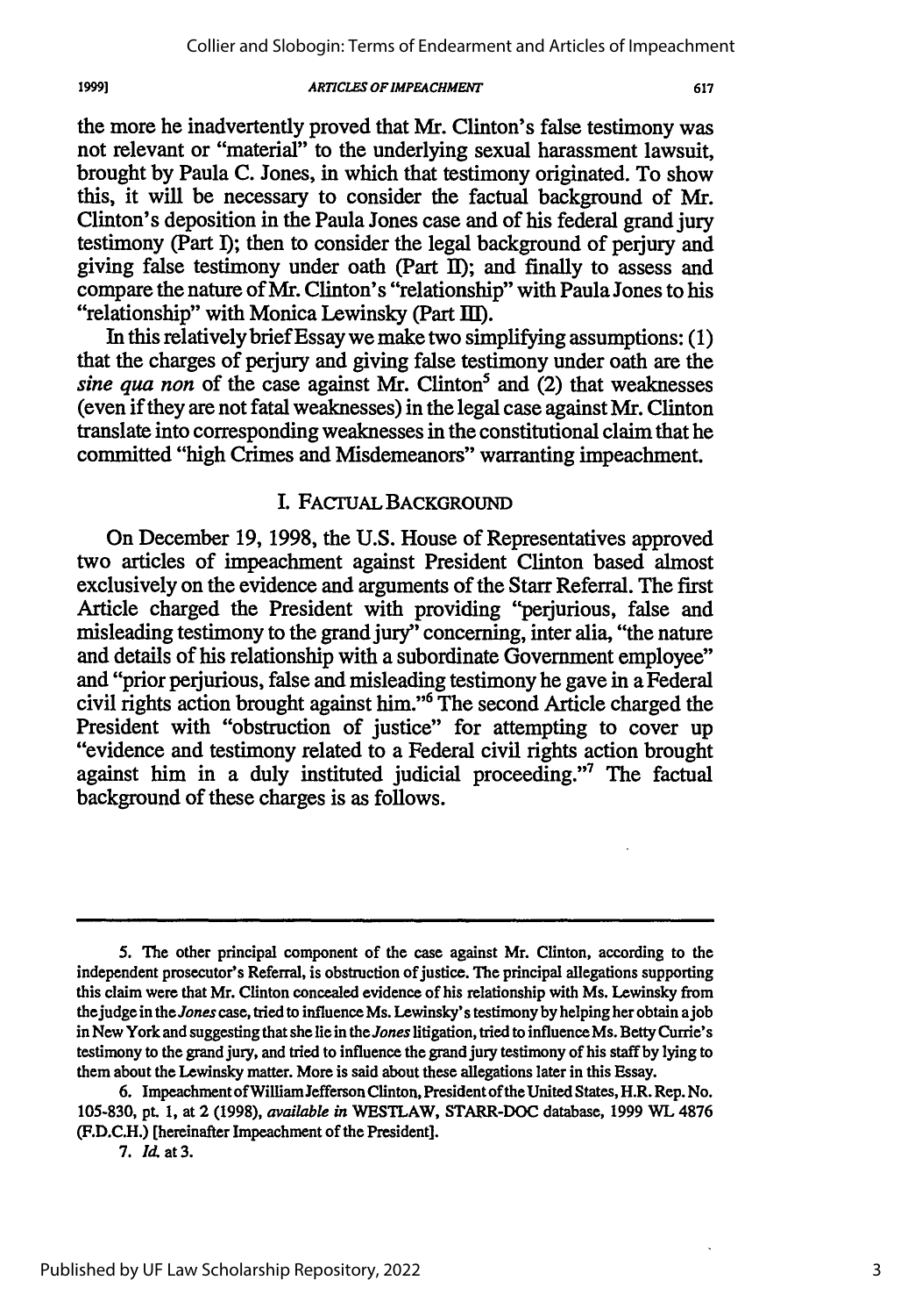the more he inadvertently proved that Mr. Clinton's false testimony was not relevant or "material" to the underlying sexual harassment lawsuit, brought by Paula C. Jones, in which that testimony originated. To show this, it will be necessary to consider the factual background of Mr. Clinton's deposition in the Paula Jones case and of his federal grand jury testimony (Part I); then to consider the legal background of perjury and giving false testimony under oath (Part II); and finally to assess and compare the nature of Mr. Clinton's "relationship" with Paula Jones to his "relationship" with Monica Lewinsky (Part III).

In this relatively brief Essay we make two simplifying assumptions: (1) that the charges of perjury and giving false testimony under oath are the *sine qua non* of the case against Mr. Clinton[5] and (2) that weaknesses (even if they are not fatal weaknesses) in the legal case against Mr. Clinton translate into corresponding weaknesses in the constitutional claim that he committed "high Crimes and Misdemeanors" warranting impeachment.

## I. FACTUAL BACKGROUND

On December 19, 1998, the U.S. House of Representatives approved two articles of impeachment against President Clinton based almost exclusively on the evidence and arguments of the Starr Referral. The first Article charged the President with providing "perjurious, false and misleading testimony to the grand jury" concerning, inter alia, "the nature and details of his relationship with a subordinate Government employee" and "prior perjurious, false and misleading testimony he gave in a Federal civil rights action brought against him."[6] The second Article charged the President with "obstruction of justice" for attempting to cover up "evidence and testimony related to a Federal civil rights action brought against him in a duly instituted judicial proceeding."[7] The factual background of these charges is as follows.

---

5. The other principal component of the case against Mr. Clinton, according to the independent prosecutor's Referral, is obstruction of justice. The principal allegations supporting this claim were that Mr. Clinton concealed evidence of his relationship with Ms. Lewinsky from the judge in the *Jones* case, tried to influence Ms. Lewinsky's testimony by helping her obtain a job in New York and suggesting that she lie in the *Jones* litigation, tried to influence Ms. Betty Currie's testimony to the grand jury, and tried to influence the grand jury testimony of his staff by lying to them about the Lewinsky matter. More is said about these allegations later in this Essay.

6. Impeachment of William Jefferson Clinton, President of the United States, H.R. Rep. No. 105-830, pt. 1, at 2 (1998), *available in* WESTLAW, STARR-DOC database, 1999 WL 4876 (F.D.C.H.) [hereinafter Impeachment of the President].

7. *Id.* at 3.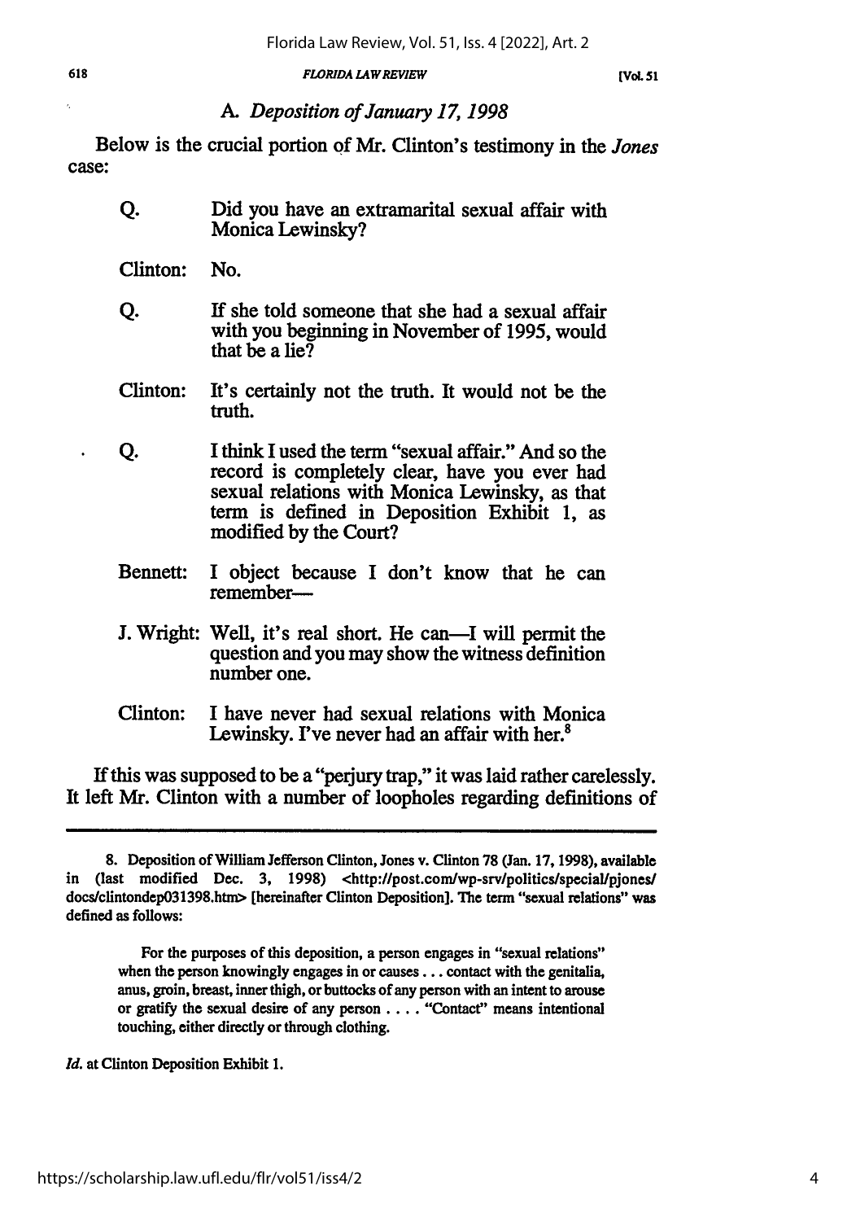### A. *Deposition of January 17, 1998*

Below is the crucial portion of Mr. Clinton's testimony in the *Jones* case:

> Q. Did you have an extramarital sexual affair with Monica Lewinsky?
>
> Clinton: No.
>
> Q. If she told someone that she had a sexual affair with you beginning in November of 1995, would that be a lie?
>
> Clinton: It's certainly not the truth. It would not be the truth.
>
> Q. I think I used the term "sexual affair." And so the record is completely clear, have you ever had sexual relations with Monica Lewinsky, as that term is defined in Deposition Exhibit 1, as modified by the Court?
>
> Bennett: I object because I don't know that he can remember—
>
> J. Wright: Well, it's real short. He can—I will permit the question and you may show the witness definition number one.
>
> Clinton: I have never had sexual relations with Monica Lewinsky. I've never had an affair with her.[8]

If this was supposed to be a "perjury trap," it was laid rather carelessly. It left Mr. Clinton with a number of loopholes regarding definitions of

---

8. Deposition of William Jefferson Clinton, Jones v. Clinton 78 (Jan. 17, 1998), available in (last modified Dec. 3, 1998) <http://post.com/wp-srv/politics/special/pjones/docs/clintondep031398.htm> [hereinafter Clinton Deposition]. The term "sexual relations" was defined as follows:

> For the purposes of this deposition, a person engages in "sexual relations" when the person knowingly engages in or causes . . . contact with the genitalia, anus, groin, breast, inner thigh, or buttocks of any person with an intent to arouse or gratify the sexual desire of any person . . . . "Contact" means intentional touching, either directly or through clothing.

*Id.* at Clinton Deposition Exhibit 1.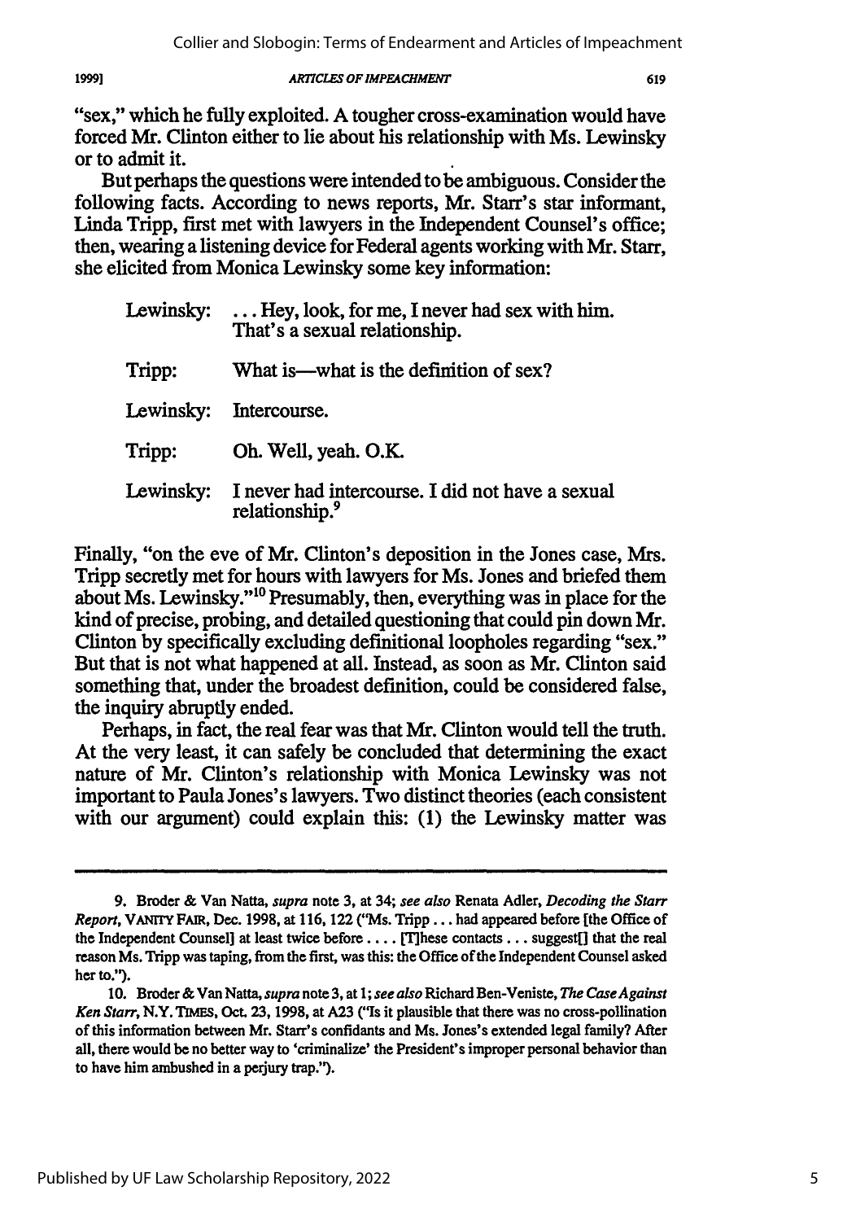"sex," which he fully exploited. A tougher cross-examination would have forced Mr. Clinton either to lie about his relationship with Ms. Lewinsky or to admit it.

But perhaps the questions were intended to be ambiguous. Consider the following facts. According to news reports, Mr. Starr's star informant, Linda Tripp, first met with lawyers in the Independent Counsel's office; then, wearing a listening device for Federal agents working with Mr. Starr, she elicited from Monica Lewinsky some key information:

> Lewinsky: . . . Hey, look, for me, I never had sex with him. That's a sexual relationship.
>
> Tripp: What is—what is the definition of sex?
>
> Lewinsky: Intercourse.
>
> Tripp: Oh. Well, yeah. O.K.
>
> Lewinsky: I never had intercourse. I did not have a sexual relationship.[9]

Finally, "on the eve of Mr. Clinton's deposition in the Jones case, Mrs. Tripp secretly met for hours with lawyers for Ms. Jones and briefed them about Ms. Lewinsky."[10] Presumably, then, everything was in place for the kind of precise, probing, and detailed questioning that could pin down Mr. Clinton by specifically excluding definitional loopholes regarding "sex." But that is not what happened at all. Instead, as soon as Mr. Clinton said something that, under the broadest definition, could be considered false, the inquiry abruptly ended.

Perhaps, in fact, the real fear was that Mr. Clinton would tell the truth. At the very least, it can safely be concluded that determining the exact nature of Mr. Clinton's relationship with Monica Lewinsky was not important to Paula Jones's lawyers. Two distinct theories (each consistent with our argument) could explain this: (1) the Lewinsky matter was

---

9. Broder & Van Natta, *supra* note 3, at 34; *see also* Renata Adler, *Decoding the Starr Report*, VANITY FAIR, Dec. 1998, at 116, 122 ("Ms. Tripp . . . had appeared before [the Office of the Independent Counsel] at least twice before . . . . [T]hese contacts . . . suggest[] that the real reason Ms. Tripp was taping, from the first, was this: the Office of the Independent Counsel asked her to.").

10. Broder & Van Natta, *supra* note 3, at 1; *see also* Richard Ben-Veniste, *The Case Against Ken Starr*, N.Y. TIMES, Oct. 23, 1998, at A23 ("Is it plausible that there was no cross-pollination of this information between Mr. Starr's confidants and Ms. Jones's extended legal family? After all, there would be no better way to 'criminalize' the President's improper personal behavior than to have him ambushed in a perjury trap.").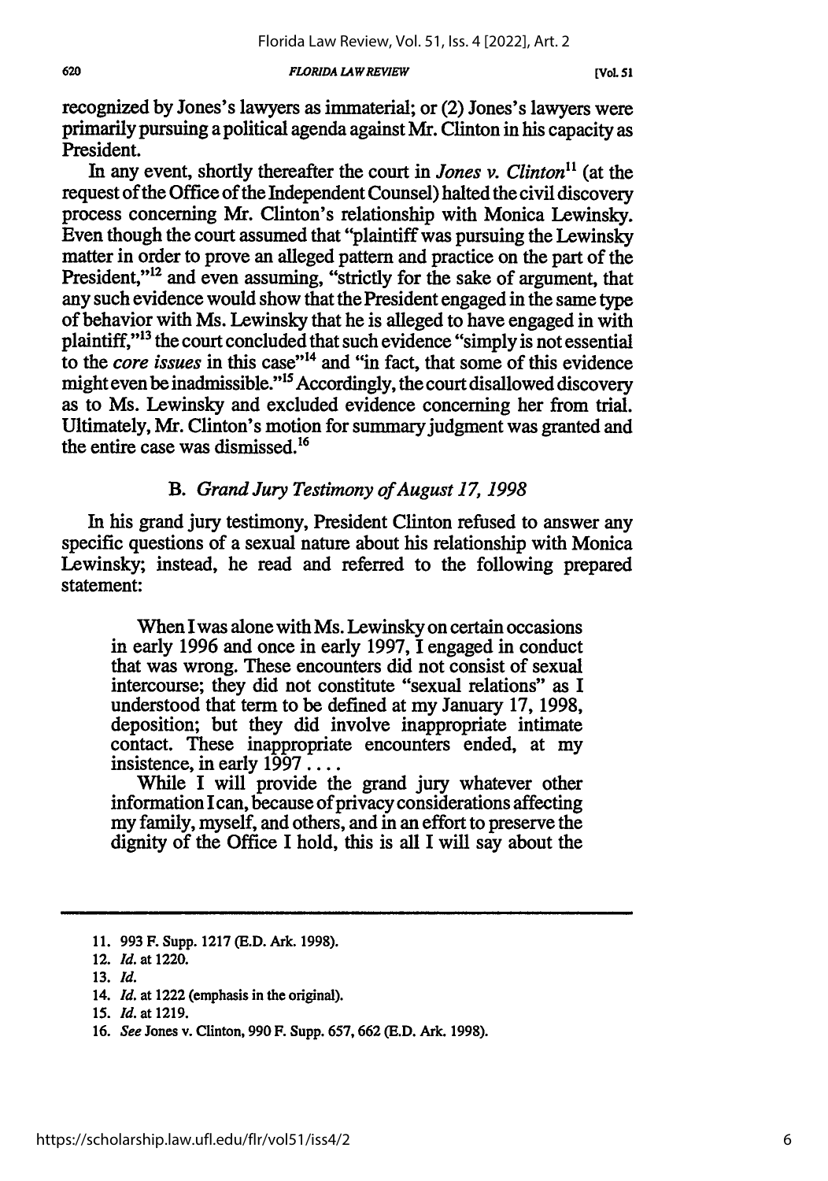recognized by Jones's lawyers as immaterial; or (2) Jones's lawyers were primarily pursuing a political agenda against Mr. Clinton in his capacity as President.

In any event, shortly thereafter the court in *Jones v. Clinton*[11] (at the request of the Office of the Independent Counsel) halted the civil discovery process concerning Mr. Clinton's relationship with Monica Lewinsky. Even though the court assumed that "plaintiff was pursuing the Lewinsky matter in order to prove an alleged pattern and practice on the part of the President,"[12] and even assuming, "strictly for the sake of argument, that any such evidence would show that the President engaged in the same type of behavior with Ms. Lewinsky that he is alleged to have engaged in with plaintiff,"[13] the court concluded that such evidence "simply is not essential to the *core issues* in this case"[14] and "in fact, that some of this evidence might even be inadmissible."[15] Accordingly, the court disallowed discovery as to Ms. Lewinsky and excluded evidence concerning her from trial. Ultimately, Mr. Clinton's motion for summary judgment was granted and the entire case was dismissed.[16]

### B. *Grand Jury Testimony of August 17, 1998*

In his grand jury testimony, President Clinton refused to answer any specific questions of a sexual nature about his relationship with Monica Lewinsky; instead, he read and referred to the following prepared statement:

> When I was alone with Ms. Lewinsky on certain occasions in early 1996 and once in early 1997, I engaged in conduct that was wrong. These encounters did not consist of sexual intercourse; they did not constitute "sexual relations" as I understood that term to be defined at my January 17, 1998, deposition; but they did involve inappropriate intimate contact. These inappropriate encounters ended, at my insistence, in early 1997 . . . .
>
> While I will provide the grand jury whatever other information I can, because of privacy considerations affecting my family, myself, and others, and in an effort to preserve the dignity of the Office I hold, this is all I will say about the

---

11. 993 F. Supp. 1217 (E.D. Ark. 1998).
12. *Id.* at 1220.
13. *Id.*
14. *Id.* at 1222 (emphasis in the original).
15. *Id.* at 1219.
16. *See* Jones v. Clinton, 990 F. Supp. 657, 662 (E.D. Ark. 1998).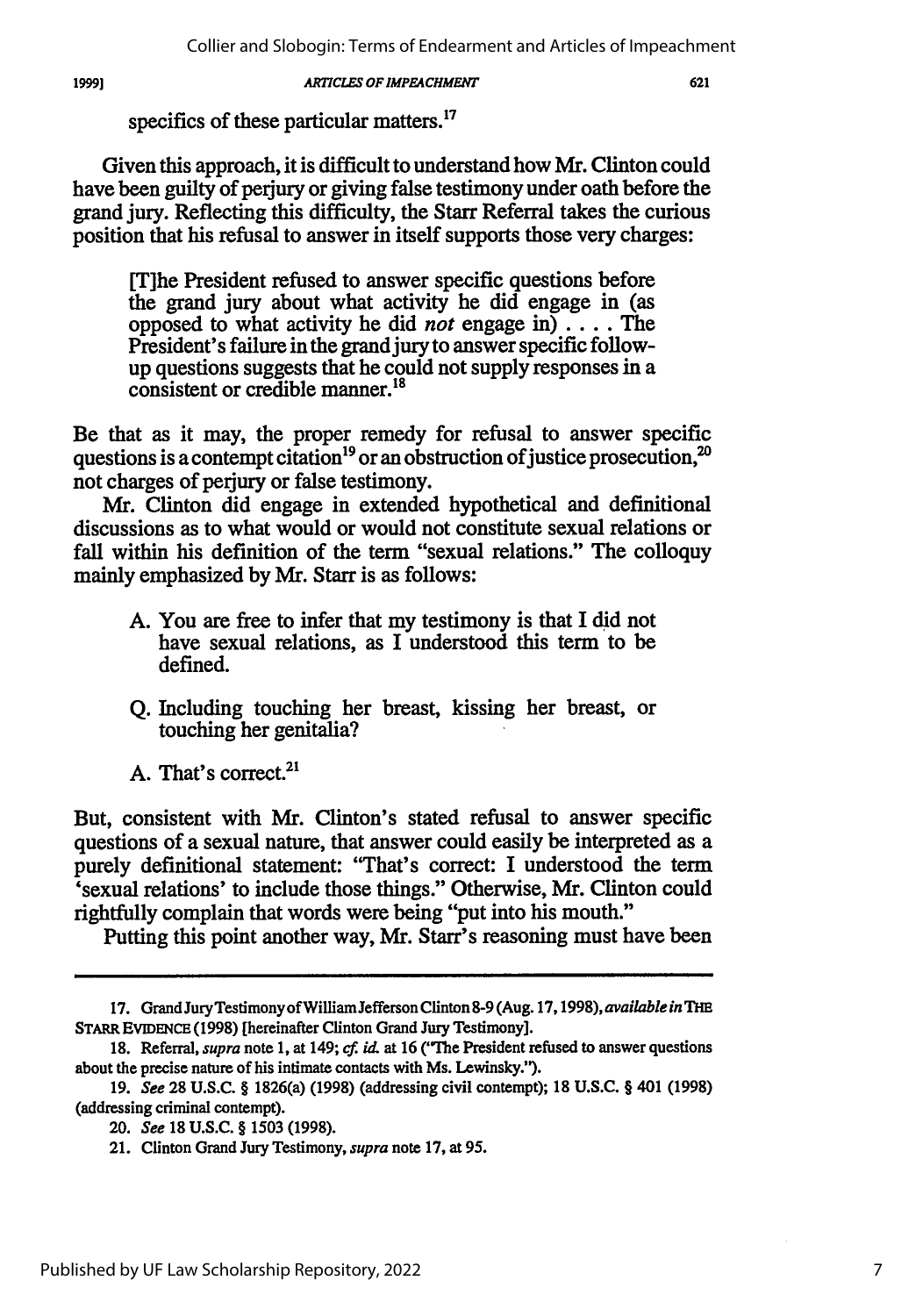specifics of these particular matters.[17]

Given this approach, it is difficult to understand how Mr. Clinton could have been guilty of perjury or giving false testimony under oath before the grand jury. Reflecting this difficulty, the Starr Referral takes the curious position that his refusal to answer in itself supports those very charges:

> [T]he President refused to answer specific questions before the grand jury about what activity he did engage in (as opposed to what activity he did *not* engage in) . . . . The President's failure in the grand jury to answer specific follow-up questions suggests that he could not supply responses in a consistent or credible manner.[18]

Be that as it may, the proper remedy for refusal to answer specific questions is a contempt citation[19] or an obstruction of justice prosecution,[20] not charges of perjury or false testimony.

Mr. Clinton did engage in extended hypothetical and definitional discussions as to what would or would not constitute sexual relations or fall within his definition of the term "sexual relations." The colloquy mainly emphasized by Mr. Starr is as follows:

> A. You are free to infer that my testimony is that I did not have sexual relations, as I understood this term to be defined.
>
> Q. Including touching her breast, kissing her breast, or touching her genitalia?
>
> A. That's correct.[21]

But, consistent with Mr. Clinton's stated refusal to answer specific questions of a sexual nature, that answer could easily be interpreted as a purely definitional statement: "That's correct: I understood the term 'sexual relations' to include those things." Otherwise, Mr. Clinton could rightfully complain that words were being "put into his mouth."

Putting this point another way, Mr. Starr's reasoning must have been

---

17. Grand Jury Testimony of William Jefferson Clinton 8-9 (Aug. 17, 1998), *available in* THE STARR EVIDENCE (1998) [hereinafter Clinton Grand Jury Testimony].

18. Referral, *supra* note 1, at 149; *cf. id.* at 16 ("The President refused to answer questions about the precise nature of his intimate contacts with Ms. Lewinsky.").

19. *See* 28 U.S.C. § 1826(a) (1998) (addressing civil contempt); 18 U.S.C. § 401 (1998) (addressing criminal contempt).

20. *See* 18 U.S.C. § 1503 (1998).

21. Clinton Grand Jury Testimony, *supra* note 17, at 95.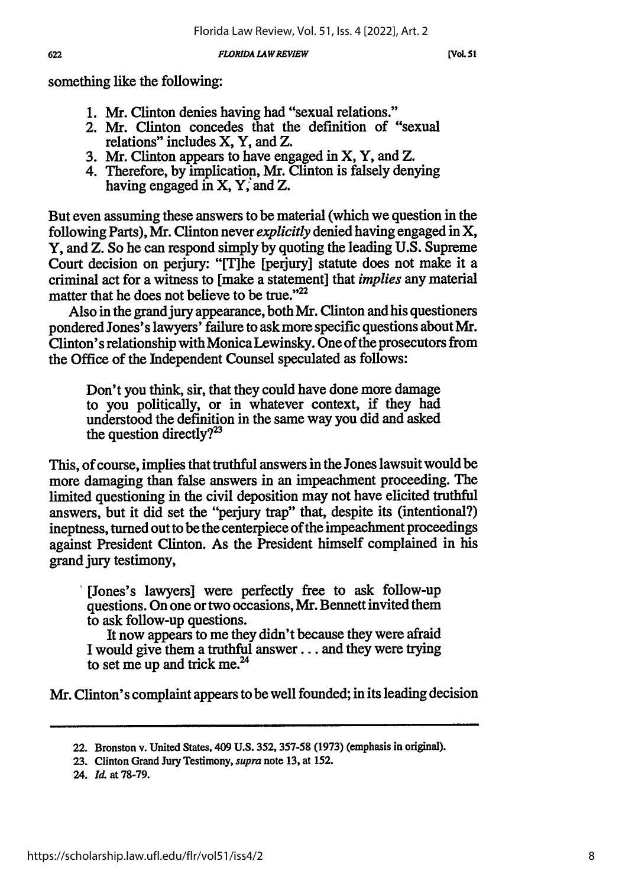something like the following:

1. Mr. Clinton denies having had "sexual relations."
2. Mr. Clinton concedes that the definition of "sexual relations" includes X, Y, and Z.
3. Mr. Clinton appears to have engaged in X, Y, and Z.
4. Therefore, by implication, Mr. Clinton is falsely denying having engaged in X, Y, and Z.

But even assuming these answers to be material (which we question in the following Parts), Mr. Clinton never *explicitly* denied having engaged in X, Y, and Z. So he can respond simply by quoting the leading U.S. Supreme Court decision on perjury: "[T]he [perjury] statute does not make it a criminal act for a witness to [make a statement] that *implies* any material matter that he does not believe to be true."[22]

Also in the grand jury appearance, both Mr. Clinton and his questioners pondered Jones's lawyers' failure to ask more specific questions about Mr. Clinton's relationship with Monica Lewinsky. One of the prosecutors from the Office of the Independent Counsel speculated as follows:

> Don't you think, sir, that they could have done more damage to you politically, or in whatever context, if they had understood the definition in the same way you did and asked the question directly?[23]

This, of course, implies that truthful answers in the Jones lawsuit would be more damaging than false answers in an impeachment proceeding. The limited questioning in the civil deposition may not have elicited truthful answers, but it did set the "perjury trap" that, despite its (intentional?) ineptness, turned out to be the centerpiece of the impeachment proceedings against President Clinton. As the President himself complained in his grand jury testimony,

> [Jones's lawyers] were perfectly free to ask follow-up questions. On one or two occasions, Mr. Bennett invited them to ask follow-up questions.
>
> It now appears to me they didn't because they were afraid I would give them a truthful answer . . . and they were trying to set me up and trick me.[24]

Mr. Clinton's complaint appears to be well founded; in its leading decision

---

22. Bronston v. United States, 409 U.S. 352, 357-58 (1973) (emphasis in original).

23. Clinton Grand Jury Testimony, *supra* note 13, at 152.

24. *Id.* at 78-79.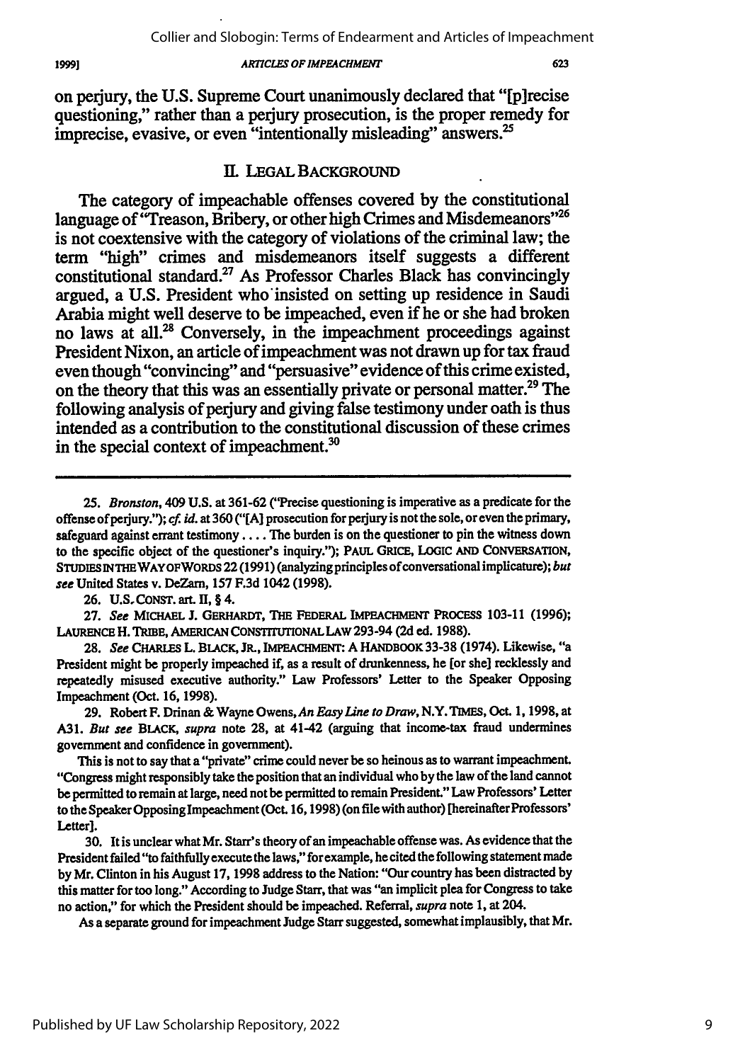on perjury, the U.S. Supreme Court unanimously declared that "[p]recise questioning," rather than a perjury prosecution, is the proper remedy for imprecise, evasive, or even "intentionally misleading" answers.[25]

## II. LEGAL BACKGROUND

The category of impeachable offenses covered by the constitutional language of "Treason, Bribery, or other high Crimes and Misdemeanors"[26] is not coextensive with the category of violations of the criminal law; the term "high" crimes and misdemeanors itself suggests a different constitutional standard.[27] As Professor Charles Black has convincingly argued, a U.S. President who insisted on setting up residence in Saudi Arabia might well deserve to be impeached, even if he or she had broken no laws at all.[28] Conversely, in the impeachment proceedings against President Nixon, an article of impeachment was not drawn up for tax fraud even though "convincing" and "persuasive" evidence of this crime existed, on the theory that this was an essentially private or personal matter.[29] The following analysis of perjury and giving false testimony under oath is thus intended as a contribution to the constitutional discussion of these crimes in the special context of impeachment.[30]

---

25. *Bronston*, 409 U.S. at 361-62 ("Precise questioning is imperative as a predicate for the offense of perjury."); *cf. id.* at 360 ("[A] prosecution for perjury is not the sole, or even the primary, safeguard against errant testimony . . . . The burden is on the questioner to pin the witness down to the specific object of the questioner's inquiry."); PAUL GRICE, LOGIC AND CONVERSATION, STUDIES IN THE WAY OF WORDS 22 (1991) (analyzing principles of conversational implicature); *but see* United States v. DeZarn, 157 F.3d 1042 (1998).

26. U.S. CONST. art. II, § 4.

27. *See* MICHAEL J. GERHARDT, THE FEDERAL IMPEACHMENT PROCESS 103-11 (1996); LAURENCE H. TRIBE, AMERICAN CONSTITUTIONAL LAW 293-94 (2d ed. 1988).

28. *See* CHARLES L. BLACK, JR., IMPEACHMENT: A HANDBOOK 33-38 (1974). Likewise, "a President might be properly impeached if, as a result of drunkenness, he [or she] recklessly and repeatedly misused executive authority." Law Professors' Letter to the Speaker Opposing Impeachment (Oct. 16, 1998).

29. Robert F. Drinan & Wayne Owens, *An Easy Line to Draw*, N.Y. TIMES, Oct. 1, 1998, at A31. *But see* BLACK, *supra* note 28, at 41-42 (arguing that income-tax fraud undermines government and confidence in government).

This is not to say that a "private" crime could never be so heinous as to warrant impeachment. "Congress might responsibly take the position that an individual who by the law of the land cannot be permitted to remain at large, need not be permitted to remain President." Law Professors' Letter to the Speaker Opposing Impeachment (Oct. 16, 1998) (on file with author) [hereinafter Professors' Letter].

30. It is unclear what Mr. Starr's theory of an impeachable offense was. As evidence that the President failed "to faithfully execute the laws," for example, he cited the following statement made by Mr. Clinton in his August 17, 1998 address to the Nation: "Our country has been distracted by this matter for too long." According to Judge Starr, that was "an implicit plea for Congress to take no action," for which the President should be impeached. Referral, *supra* note 1, at 204.

As a separate ground for impeachment Judge Starr suggested, somewhat implausibly, that Mr.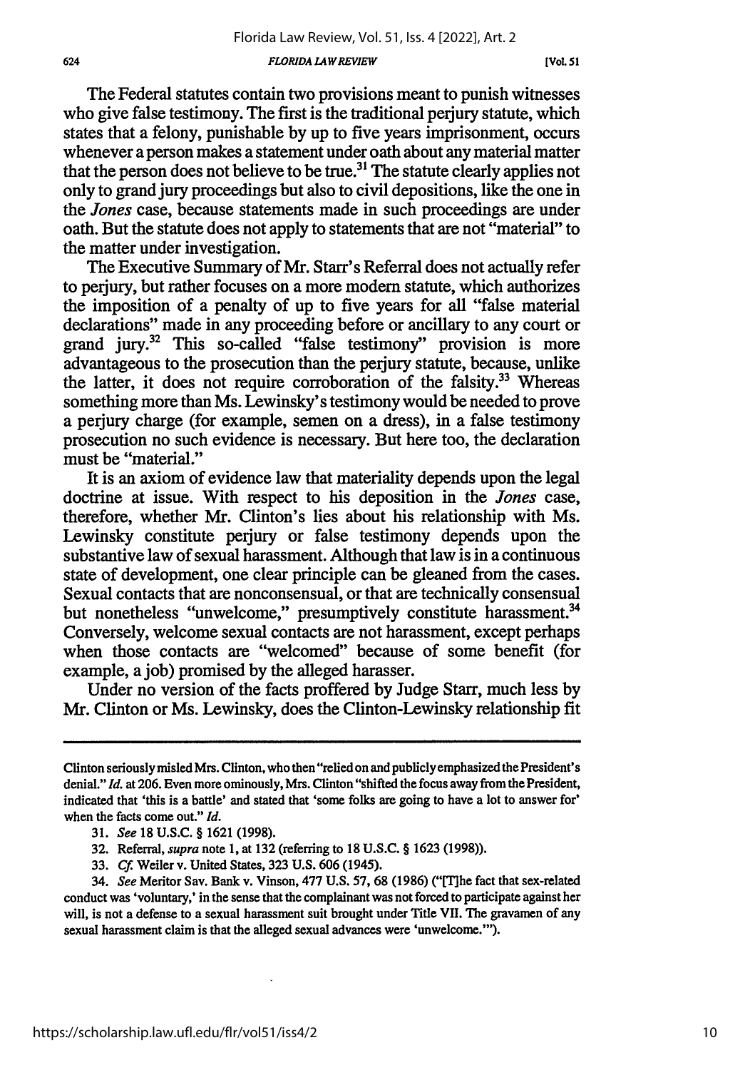The Federal statutes contain two provisions meant to punish witnesses who give false testimony. The first is the traditional perjury statute, which states that a felony, punishable by up to five years imprisonment, occurs whenever a person makes a statement under oath about any material matter that the person does not believe to be true.[31] The statute clearly applies not only to grand jury proceedings but also to civil depositions, like the one in the *Jones* case, because statements made in such proceedings are under oath. But the statute does not apply to statements that are not "material" to the matter under investigation.

The Executive Summary of Mr. Starr's Referral does not actually refer to perjury, but rather focuses on a more modern statute, which authorizes the imposition of a penalty of up to five years for all "false material declarations" made in any proceeding before or ancillary to any court or grand jury.[32] This so-called "false testimony" provision is more advantageous to the prosecution than the perjury statute, because, unlike the latter, it does not require corroboration of the falsity.[33] Whereas something more than Ms. Lewinsky's testimony would be needed to prove a perjury charge (for example, semen on a dress), in a false testimony prosecution no such evidence is necessary. But here too, the declaration must be "material."

It is an axiom of evidence law that materiality depends upon the legal doctrine at issue. With respect to his deposition in the *Jones* case, therefore, whether Mr. Clinton's lies about his relationship with Ms. Lewinsky constitute perjury or false testimony depends upon the substantive law of sexual harassment. Although that law is in a continuous state of development, one clear principle can be gleaned from the cases. Sexual contacts that are nonconsensual, or that are technically consensual but nonetheless "unwelcome," presumptively constitute harassment.[34] Conversely, welcome sexual contacts are not harassment, except perhaps when those contacts are "welcomed" because of some benefit (for example, a job) promised by the alleged harasser.

Under no version of the facts proffered by Judge Starr, much less by Mr. Clinton or Ms. Lewinsky, does the Clinton-Lewinsky relationship fit

---

Clinton seriously misled Mrs. Clinton, who then "relied on and publicly emphasized the President's denial." *Id.* at 206. Even more ominously, Mrs. Clinton "shifted the focus away from the President, indicated that 'this is a battle' and stated that 'some folks are going to have a lot to answer for' when the facts come out." *Id.*

31. *See* 18 U.S.C. § 1621 (1998).

32. Referral, *supra* note 1, at 132 (referring to 18 U.S.C. § 1623 (1998)).

33. *Cf.* Weiler v. United States, 323 U.S. 606 (1945).

34. *See* Meritor Sav. Bank v. Vinson, 477 U.S. 57, 68 (1986) ("[T]he fact that sex-related conduct was 'voluntary,' in the sense that the complainant was not forced to participate against her will, is not a defense to a sexual harassment suit brought under Title VII. The gravamen of any sexual harassment claim is that the alleged sexual advances were 'unwelcome.'").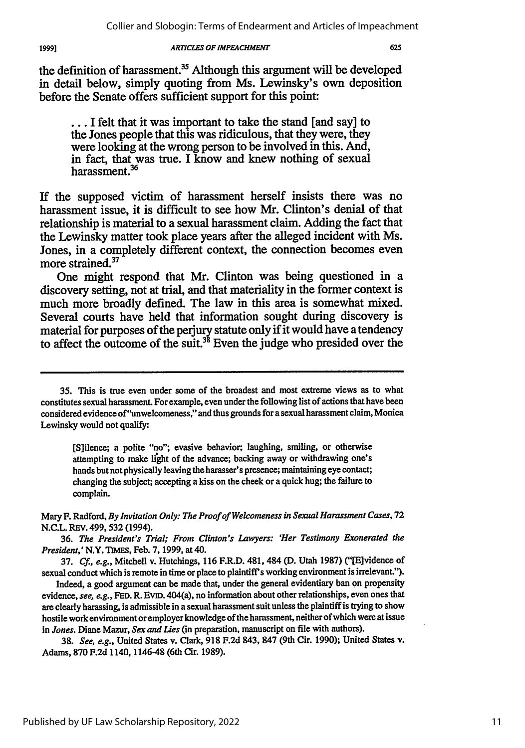the definition of harassment.[35] Although this argument will be developed in detail below, simply quoting from Ms. Lewinsky's own deposition before the Senate offers sufficient support for this point:

> . . . I felt that it was important to take the stand [and say] to the Jones people that this was ridiculous, that they were, they were looking at the wrong person to be involved in this. And, in fact, that was true. I know and knew nothing of sexual harassment.[36]

If the supposed victim of harassment herself insists there was no harassment issue, it is difficult to see how Mr. Clinton's denial of that relationship is material to a sexual harassment claim. Adding the fact that the Lewinsky matter took place years after the alleged incident with Ms. Jones, in a completely different context, the connection becomes even more strained.[37]

One might respond that Mr. Clinton was being questioned in a discovery setting, not at trial, and that materiality in the former context is much more broadly defined. The law in this area is somewhat mixed. Several courts have held that information sought during discovery is material for purposes of the perjury statute only if it would have a tendency to affect the outcome of the suit.[38] Even the judge who presided over the

---

35. This is true even under some of the broadest and most extreme views as to what constitutes sexual harassment. For example, even under the following list of actions that have been considered evidence of "unwelcomeness," and thus grounds for a sexual harassment claim, Monica Lewinsky would not qualify:

> [S]ilence; a polite "no"; evasive behavior; laughing, smiling, or otherwise attempting to make light of the advance; backing away or withdrawing one's hands but not physically leaving the harasser's presence; maintaining eye contact; changing the subject; accepting a kiss on the cheek or a quick hug; the failure to complain.

Mary F. Radford, *By Invitation Only: The Proof of Welcomeness in Sexual Harassment Cases*, 72 N.C.L. REV. 499, 532 (1994).

36. *The President's Trial; From Clinton's Lawyers: 'Her Testimony Exonerated the President,'* N.Y. TIMES, Feb. 7, 1999, at 40.

37. *Cf., e.g.*, Mitchell v. Hutchings, 116 F.R.D. 481, 484 (D. Utah 1987) ("[E]vidence of sexual conduct which is remote in time or place to plaintiff's working environment is irrelevant.").

Indeed, a good argument can be made that, under the general evidentiary ban on propensity evidence, *see, e.g.*, FED. R. EVID. 404(a), no information about other relationships, even ones that are clearly harassing, is admissible in a sexual harassment suit unless the plaintiff is trying to show hostile work environment or employer knowledge of the harassment, neither of which were at issue in *Jones*. Diane Mazur, *Sex and Lies* (in preparation, manuscript on file with authors).

38. *See, e.g.*, United States v. Clark, 918 F.2d 843, 847 (9th Cir. 1990); United States v. Adams, 870 F.2d 1140, 1146-48 (6th Cir. 1989).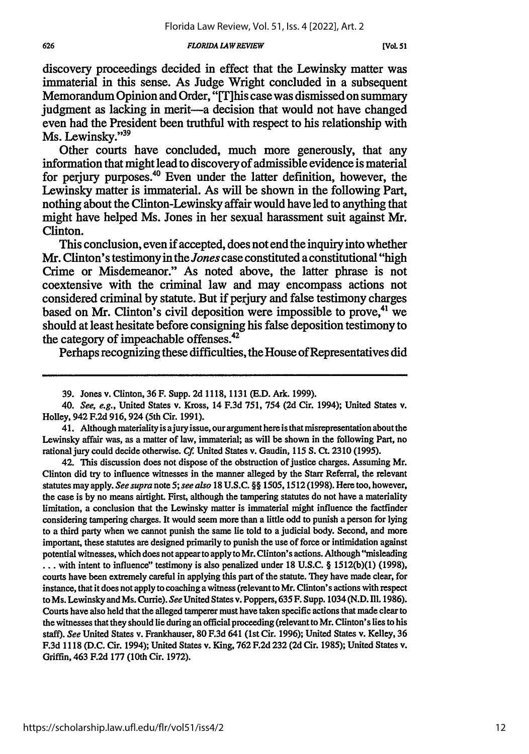discovery proceedings decided in effect that the Lewinsky matter was immaterial in this sense. As Judge Wright concluded in a subsequent Memorandum Opinion and Order, "[T]his case was dismissed on summary judgment as lacking in merit—a decision that would not have changed even had the President been truthful with respect to his relationship with Ms. Lewinsky."[39]

Other courts have concluded, much more generously, that any information that might lead to discovery of admissible evidence is material for perjury purposes.[40] Even under the latter definition, however, the Lewinsky matter is immaterial. As will be shown in the following Part, nothing about the Clinton-Lewinsky affair would have led to anything that might have helped Ms. Jones in her sexual harassment suit against Mr. Clinton.

This conclusion, even if accepted, does not end the inquiry into whether Mr. Clinton's testimony in the *Jones* case constituted a constitutional "high Crime or Misdemeanor." As noted above, the latter phrase is not coextensive with the criminal law and may encompass actions not considered criminal by statute. But if perjury and false testimony charges based on Mr. Clinton's civil deposition were impossible to prove,[41] we should at least hesitate before consigning his false deposition testimony to the category of impeachable offenses.[42]

Perhaps recognizing these difficulties, the House of Representatives did

---

39. Jones v. Clinton, 36 F. Supp. 2d 1118, 1131 (E.D. Ark. 1999).

40. *See, e.g.*, United States v. Kross, 14 F.3d 751, 754 (2d Cir. 1994); United States v. Holley, 942 F.2d 916, 924 (5th Cir. 1991).

41. Although materiality is a jury issue, our argument here is that misrepresentation about the Lewinsky affair was, as a matter of law, immaterial; as will be shown in the following Part, no rational jury could decide otherwise. *Cf.* United States v. Gaudin, 115 S. Ct. 2310 (1995).

42. This discussion does not dispose of the obstruction of justice charges. Assuming Mr. Clinton did try to influence witnesses in the manner alleged by the Starr Referral, the relevant statutes may apply. *See supra* note 5; *see also* 18 U.S.C. §§ 1505, 1512 (1998). Here too, however, the case is by no means airtight. First, although the tampering statutes do not have a materiality limitation, a conclusion that the Lewinsky matter is immaterial might influence the factfinder considering tampering charges. It would seem more than a little odd to punish a person for lying to a third party when we cannot punish the same lie told to a judicial body. Second, and more important, these statutes are designed primarily to punish the use of force or intimidation against potential witnesses, which does not appear to apply to Mr. Clinton's actions. Although "misleading . . . with intent to influence" testimony is also penalized under 18 U.S.C. § 1512(b)(1) (1998), courts have been extremely careful in applying this part of the statute. They have made clear, for instance, that it does not apply to coaching a witness (relevant to Mr. Clinton's actions with respect to Ms. Lewinsky and Ms. Currie). *See* United States v. Poppers, 635 F. Supp. 1034 (N.D. Ill. 1986). Courts have also held that the alleged tamperer must have taken specific actions that made clear to the witnesses that they should lie during an official proceeding (relevant to Mr. Clinton's lies to his staff). *See* United States v. Frankhauser, 80 F.3d 641 (1st Cir. 1996); United States v. Kelley, 36 F.3d 1118 (D.C. Cir. 1994); United States v. King, 762 F.2d 232 (2d Cir. 1985); United States v. Griffin, 463 F.2d 177 (10th Cir. 1972).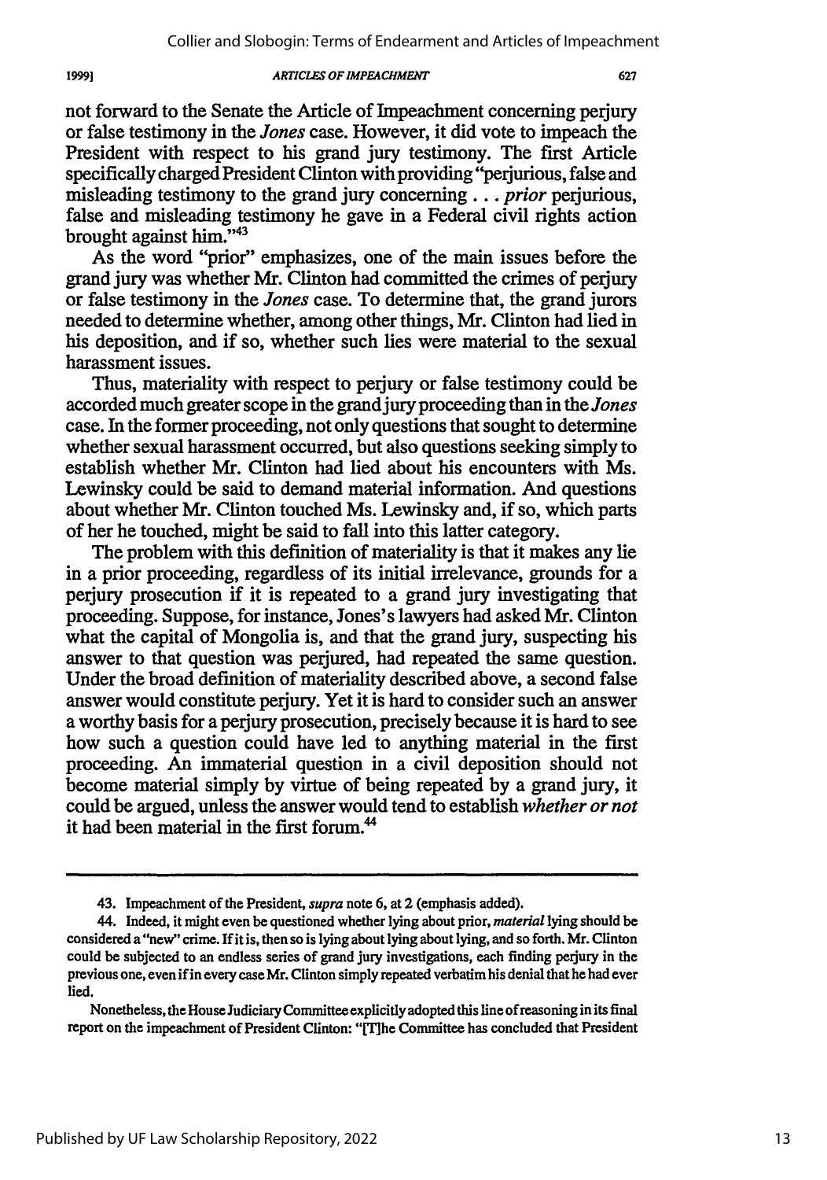not forward to the Senate the Article of Impeachment concerning perjury or false testimony in the *Jones* case. However, it did vote to impeach the President with respect to his grand jury testimony. The first Article specifically charged President Clinton with providing "perjurious, false and misleading testimony to the grand jury concerning . . . *prior* perjurious, false and misleading testimony he gave in a Federal civil rights action brought against him."[43]

As the word "prior" emphasizes, one of the main issues before the grand jury was whether Mr. Clinton had committed the crimes of perjury or false testimony in the *Jones* case. To determine that, the grand jurors needed to determine whether, among other things, Mr. Clinton had lied in his deposition, and if so, whether such lies were material to the sexual harassment issues.

Thus, materiality with respect to perjury or false testimony could be accorded much greater scope in the grand jury proceeding than in the *Jones* case. In the former proceeding, not only questions that sought to determine whether sexual harassment occurred, but also questions seeking simply to establish whether Mr. Clinton had lied about his encounters with Ms. Lewinsky could be said to demand material information. And questions about whether Mr. Clinton touched Ms. Lewinsky and, if so, which parts of her he touched, might be said to fall into this latter category.

The problem with this definition of materiality is that it makes any lie in a prior proceeding, regardless of its initial irrelevance, grounds for a perjury prosecution if it is repeated to a grand jury investigating that proceeding. Suppose, for instance, Jones's lawyers had asked Mr. Clinton what the capital of Mongolia is, and that the grand jury, suspecting his answer to that question was perjured, had repeated the same question. Under the broad definition of materiality described above, a second false answer would constitute perjury. Yet it is hard to consider such an answer a worthy basis for a perjury prosecution, precisely because it is hard to see how such a question could have led to anything material in the first proceeding. An immaterial question in a civil deposition should not become material simply by virtue of being repeated by a grand jury, it could be argued, unless the answer would tend to establish *whether or not* it had been material in the first forum.[44]

---

43. Impeachment of the President, *supra* note 6, at 2 (emphasis added).

44. Indeed, it might even be questioned whether lying about prior, *material* lying should be considered a "new" crime. If it is, then so is lying about lying about lying, and so forth. Mr. Clinton could be subjected to an endless series of grand jury investigations, each finding perjury in the previous one, even if in every case Mr. Clinton simply repeated verbatim his denial that he had ever lied.

Nonetheless, the House Judiciary Committee explicitly adopted this line of reasoning in its final report on the impeachment of President Clinton: "[T]he Committee has concluded that President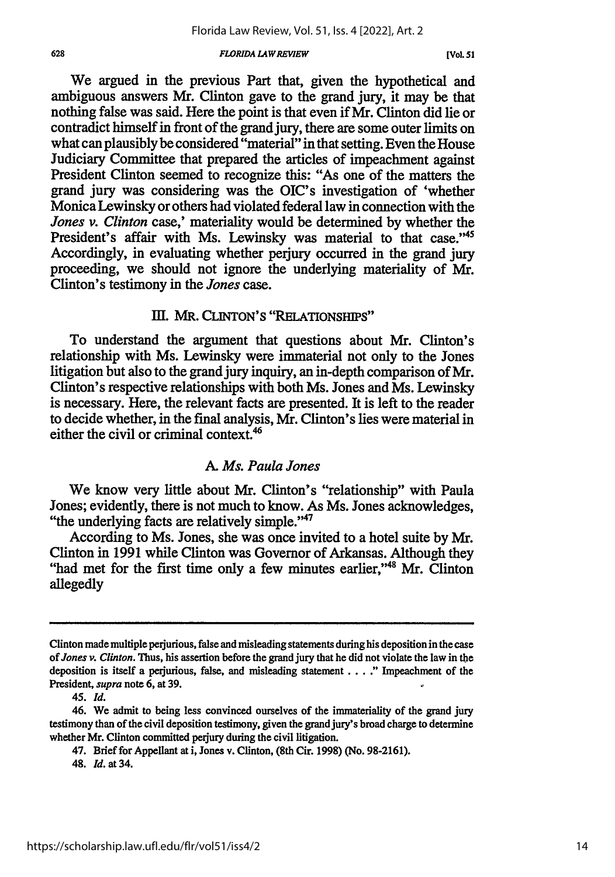We argued in the previous Part that, given the hypothetical and ambiguous answers Mr. Clinton gave to the grand jury, it may be that nothing false was said. Here the point is that even if Mr. Clinton did lie or contradict himself in front of the grand jury, there are some outer limits on what can plausibly be considered "material" in that setting. Even the House Judiciary Committee that prepared the articles of impeachment against President Clinton seemed to recognize this: "As one of the matters the grand jury was considering was the OIC's investigation of 'whether Monica Lewinsky or others had violated federal law in connection with the *Jones v. Clinton* case,' materiality would be determined by whether the President's affair with Ms. Lewinsky was material to that case."[45] Accordingly, in evaluating whether perjury occurred in the grand jury proceeding, we should not ignore the underlying materiality of Mr. Clinton's testimony in the *Jones* case.

## III. MR. CLINTON'S "RELATIONSHIPS"

To understand the argument that questions about Mr. Clinton's relationship with Ms. Lewinsky were immaterial not only to the Jones litigation but also to the grand jury inquiry, an in-depth comparison of Mr. Clinton's respective relationships with both Ms. Jones and Ms. Lewinsky is necessary. Here, the relevant facts are presented. It is left to the reader to decide whether, in the final analysis, Mr. Clinton's lies were material in either the civil or criminal context.[46]

### A. *Ms. Paula Jones*

We know very little about Mr. Clinton's "relationship" with Paula Jones; evidently, there is not much to know. As Ms. Jones acknowledges, "the underlying facts are relatively simple."[47]

According to Ms. Jones, she was once invited to a hotel suite by Mr. Clinton in 1991 while Clinton was Governor of Arkansas. Although they "had met for the first time only a few minutes earlier,"[48] Mr. Clinton allegedly

---

Clinton made multiple perjurious, false and misleading statements during his deposition in the case of *Jones v. Clinton*. Thus, his assertion before the grand jury that he did not violate the law in the deposition is itself a perjurious, false, and misleading statement . . . ." Impeachment of the President, *supra* note 6, at 39.

45. *Id.*

46. We admit to being less convinced ourselves of the immateriality of the grand jury testimony than of the civil deposition testimony, given the grand jury's broad charge to determine whether Mr. Clinton committed perjury during the civil litigation.

47. Brief for Appellant at i, Jones v. Clinton, (8th Cir. 1998) (No. 98-2161).

48. *Id.* at 34.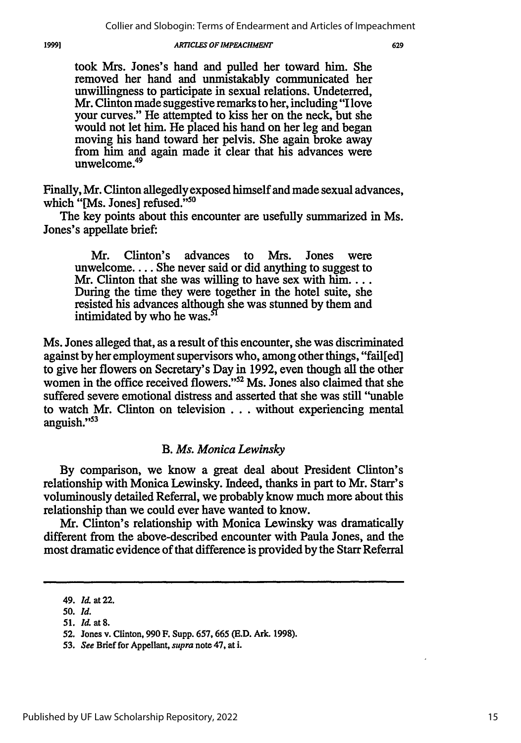> took Mrs. Jones's hand and pulled her toward him. She removed her hand and unmistakably communicated her unwillingness to participate in sexual relations. Undeterred, Mr. Clinton made suggestive remarks to her, including "I love your curves." He attempted to kiss her on the neck, but she would not let him. He placed his hand on her leg and began moving his hand toward her pelvis. She again broke away from him and again made it clear that his advances were unwelcome.[49]

Finally, Mr. Clinton allegedly exposed himself and made sexual advances, which "[Ms. Jones] refused."[50]

The key points about this encounter are usefully summarized in Ms. Jones's appellate brief:

> Mr. Clinton's advances to Mrs. Jones were unwelcome.... She never said or did anything to suggest to Mr. Clinton that she was willing to have sex with him.... During the time they were together in the hotel suite, she resisted his advances although she was stunned by them and intimidated by who he was.[51]

Ms. Jones alleged that, as a result of this encounter, she was discriminated against by her employment supervisors who, among other things, "fail[ed] to give her flowers on Secretary's Day in 1992, even though all the other women in the office received flowers."[52] Ms. Jones also claimed that she suffered severe emotional distress and asserted that she was still "unable to watch Mr. Clinton on television . . . without experiencing mental anguish."[53]

### B. *Ms. Monica Lewinsky*

By comparison, we know a great deal about President Clinton's relationship with Monica Lewinsky. Indeed, thanks in part to Mr. Starr's voluminously detailed Referral, we probably know much more about this relationship than we could ever have wanted to know.

Mr. Clinton's relationship with Monica Lewinsky was dramatically different from the above-described encounter with Paula Jones, and the most dramatic evidence of that difference is provided by the Starr Referral

---

49. *Id.* at 22.

50. *Id.*

51. *Id.* at 8.

52. Jones v. Clinton, 990 F. Supp. 657, 665 (E.D. Ark. 1998).

53. *See* Brief for Appellant, *supra* note 47, at i.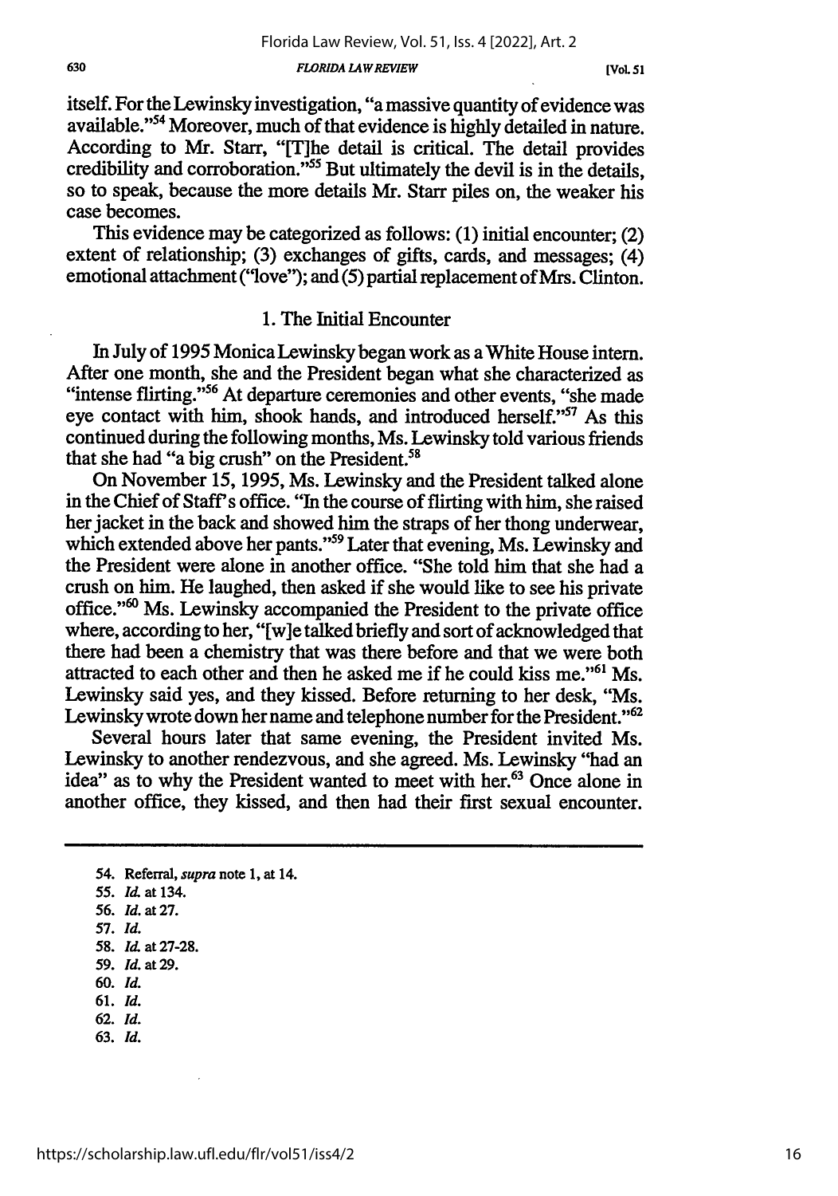itself. For the Lewinsky investigation, "a massive quantity of evidence was available."[54] Moreover, much of that evidence is highly detailed in nature. According to Mr. Starr, "[T]he detail is critical. The detail provides credibility and corroboration."[55] But ultimately the devil is in the details, so to speak, because the more details Mr. Starr piles on, the weaker his case becomes.

This evidence may be categorized as follows: (1) initial encounter; (2) extent of relationship; (3) exchanges of gifts, cards, and messages; (4) emotional attachment ("love"); and (5) partial replacement of Mrs. Clinton.

### 1. The Initial Encounter

In July of 1995 Monica Lewinsky began work as a White House intern. After one month, she and the President began what she characterized as "intense flirting."[56] At departure ceremonies and other events, "she made eye contact with him, shook hands, and introduced herself."[57] As this continued during the following months, Ms. Lewinsky told various friends that she had "a big crush" on the President.[58]

On November 15, 1995, Ms. Lewinsky and the President talked alone in the Chief of Staff's office. "In the course of flirting with him, she raised her jacket in the back and showed him the straps of her thong underwear, which extended above her pants."[59] Later that evening, Ms. Lewinsky and the President were alone in another office. "She told him that she had a crush on him. He laughed, then asked if she would like to see his private office."[60] Ms. Lewinsky accompanied the President to the private office where, according to her, "[w]e talked briefly and sort of acknowledged that there had been a chemistry that was there before and that we were both attracted to each other and then he asked me if he could kiss me."[61] Ms. Lewinsky said yes, and they kissed. Before returning to her desk, "Ms. Lewinsky wrote down her name and telephone number for the President."[62]

Several hours later that same evening, the President invited Ms. Lewinsky to another rendezvous, and she agreed. Ms. Lewinsky "had an idea" as to why the President wanted to meet with her.[63] Once alone in another office, they kissed, and then had their first sexual encounter.

---

54. Referral, *supra* note 1, at 14.
55. *Id.* at 134.
56. *Id.* at 27.
57. *Id.*
58. *Id.* at 27-28.
59. *Id.* at 29.
60. *Id.*
61. *Id.*
62. *Id.*
63. *Id.*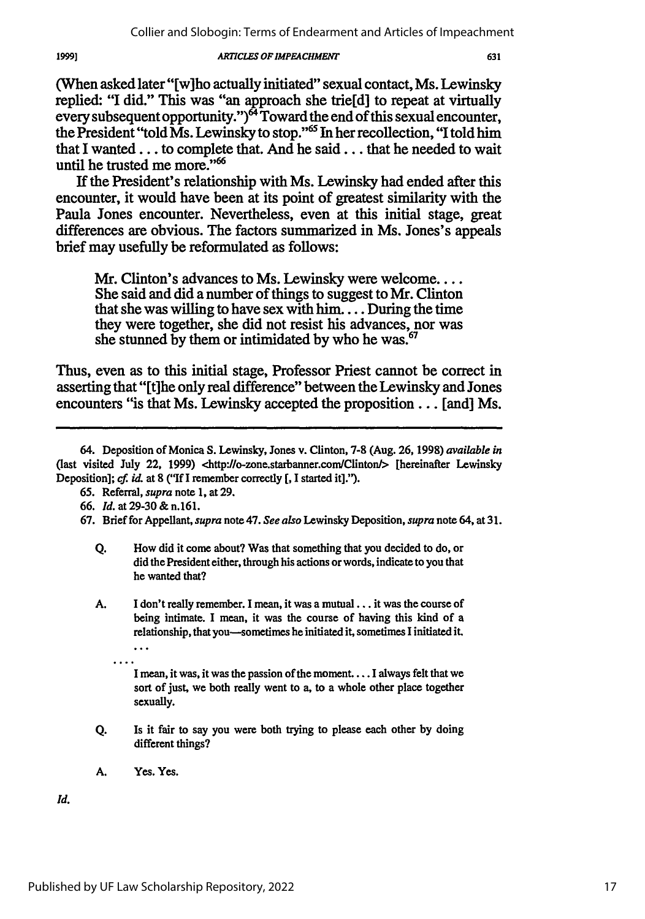(When asked later "[w]ho actually initiated" sexual contact, Ms. Lewinsky replied: "I did." This was "an approach she trie[d] to repeat at virtually every subsequent opportunity.")[64] Toward the end of this sexual encounter, the President "told Ms. Lewinsky to stop."[65] In her recollection, "I told him that I wanted . . . to complete that. And he said . . . that he needed to wait until he trusted me more."[66]

If the President's relationship with Ms. Lewinsky had ended after this encounter, it would have been at its point of greatest similarity with the Paula Jones encounter. Nevertheless, even at this initial stage, great differences are obvious. The factors summarized in Ms. Jones's appeals brief may usefully be reformulated as follows:

> Mr. Clinton's advances to Ms. Lewinsky were welcome. . . . She said and did a number of things to suggest to Mr. Clinton that she was willing to have sex with him. . . . During the time they were together, she did not resist his advances, nor was she stunned by them or intimidated by who he was.[67]

Thus, even as to this initial stage, Professor Priest cannot be correct in asserting that "[t]he only real difference" between the Lewinsky and Jones encounters "is that Ms. Lewinsky accepted the proposition . . . [and] Ms.

---

64. Deposition of Monica S. Lewinsky, Jones v. Clinton, 7-8 (Aug. 26, 1998) *available in* (last visited July 22, 1999) <http://o-zone.starbanner.com/Clinton/> [hereinafter Lewinsky Deposition]; *cf. id.* at 8 ("If I remember correctly [, I started it].").

65. Referral, *supra* note 1, at 29.

66. *Id.* at 29-30 & n.161.

67. Brief for Appellant, *supra* note 47. *See also* Lewinsky Deposition, *supra* note 64, at 31.

> Q. How did it come about? Was that something that you decided to do, or did the President either, through his actions or words, indicate to you that he wanted that?
>
> A. I don't really remember. I mean, it was a mutual . . . it was the course of being intimate. I mean, it was the course of having this kind of a relationship, that you—sometimes he initiated it, sometimes I initiated it.
>
> . . .
>
> . . . .
>
> I mean, it was, it was the passion of the moment. . . . I always felt that we sort of just, we both really went to a, to a whole other place together sexually.
>
> Q. Is it fair to say you were both trying to please each other by doing different things?
>
> A. Yes. Yes.

*Id.*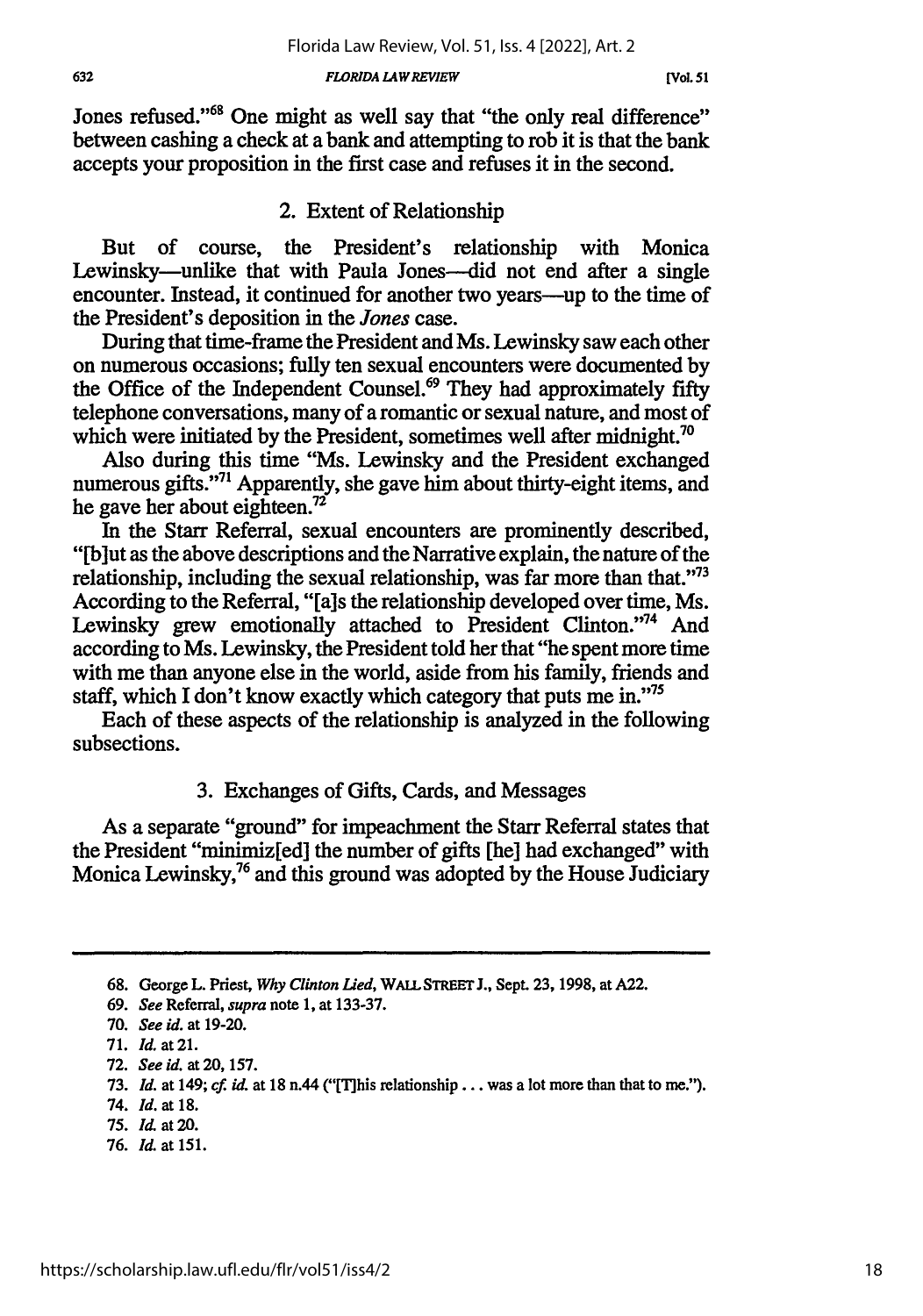Jones refused."[68] One might as well say that "the only real difference" between cashing a check at a bank and attempting to rob it is that the bank accepts your proposition in the first case and refuses it in the second.

### 2. Extent of Relationship

But of course, the President's relationship with Monica Lewinsky—unlike that with Paula Jones—did not end after a single encounter. Instead, it continued for another two years—up to the time of the President's deposition in the *Jones* case.

During that time-frame the President and Ms. Lewinsky saw each other on numerous occasions; fully ten sexual encounters were documented by the Office of the Independent Counsel.[69] They had approximately fifty telephone conversations, many of a romantic or sexual nature, and most of which were initiated by the President, sometimes well after midnight.[70]

Also during this time "Ms. Lewinsky and the President exchanged numerous gifts."[71] Apparently, she gave him about thirty-eight items, and he gave her about eighteen.[72]

In the Starr Referral, sexual encounters are prominently described, "[b]ut as the above descriptions and the Narrative explain, the nature of the relationship, including the sexual relationship, was far more than that."[73] According to the Referral, "[a]s the relationship developed over time, Ms. Lewinsky grew emotionally attached to President Clinton."[74] And according to Ms. Lewinsky, the President told her that "he spent more time with me than anyone else in the world, aside from his family, friends and staff, which I don't know exactly which category that puts me in."[75]

Each of these aspects of the relationship is analyzed in the following subsections.

### 3. Exchanges of Gifts, Cards, and Messages

As a separate "ground" for impeachment the Starr Referral states that the President "minimiz[ed] the number of gifts [he] had exchanged" with Monica Lewinsky,[76] and this ground was adopted by the House Judiciary

---

68. George L. Priest, *Why Clinton Lied*, WALL STREET J., Sept. 23, 1998, at A22.

69. *See* Referral, *supra* note 1, at 133-37.

70. *See id.* at 19-20.

71. *Id.* at 21.

72. *See id.* at 20, 157.

73. *Id.* at 149; *cf. id.* at 18 n.44 ("[T]his relationship . . . was a lot more than that to me.").

74. *Id.* at 18.

75. *Id.* at 20.

76. *Id.* at 151.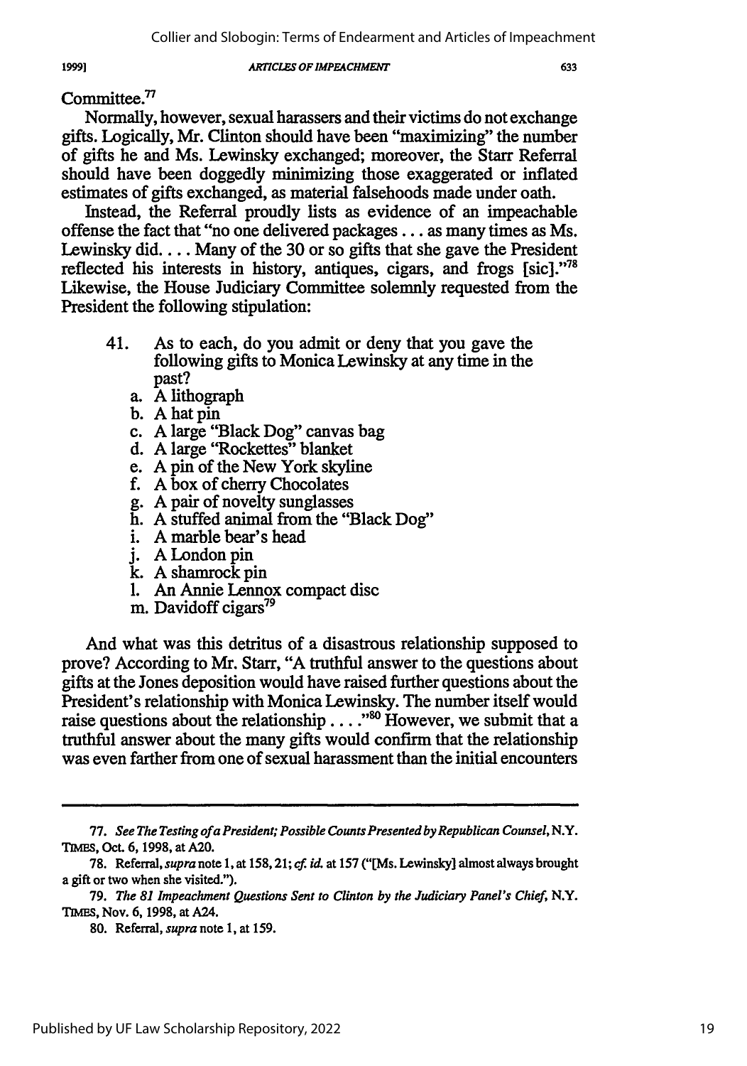Committee.[77]

Normally, however, sexual harassers and their victims do not exchange gifts. Logically, Mr. Clinton should have been "maximizing" the number of gifts he and Ms. Lewinsky exchanged; moreover, the Starr Referral should have been doggedly minimizing those exaggerated or inflated estimates of gifts exchanged, as material falsehoods made under oath.

Instead, the Referral proudly lists as evidence of an impeachable offense the fact that "no one delivered packages . . . as many times as Ms. Lewinsky did. . . . Many of the 30 or so gifts that she gave the President reflected his interests in history, antiques, cigars, and frogs [sic]."[78] Likewise, the House Judiciary Committee solemnly requested from the President the following stipulation:

> 41. As to each, do you admit or deny that you gave the following gifts to Monica Lewinsky at any time in the past?
>
> a. A lithograph
> b. A hat pin
> c. A large "Black Dog" canvas bag
> d. A large "Rockettes" blanket
> e. A pin of the New York skyline
> f. A box of cherry Chocolates
> g. A pair of novelty sunglasses
> h. A stuffed animal from the "Black Dog"
> i. A marble bear's head
> j. A London pin
> k. A shamrock pin
> l. An Annie Lennox compact disc
> m. Davidoff cigars[79]

And what was this detritus of a disastrous relationship supposed to prove? According to Mr. Starr, "A truthful answer to the questions about gifts at the Jones deposition would have raised further questions about the President's relationship with Monica Lewinsky. The number itself would raise questions about the relationship . . . ."[80] However, we submit that a truthful answer about the many gifts would confirm that the relationship was even farther from one of sexual harassment than the initial encounters

---

77. *See The Testing of a President; Possible Counts Presented by Republican Counsel*, N.Y. TIMES, Oct. 6, 1998, at A20.

78. Referral, *supra* note 1, at 158, 21; *cf. id.* at 157 ("[Ms. Lewinsky] almost always brought a gift or two when she visited.").

79. *The 81 Impeachment Questions Sent to Clinton by the Judiciary Panel's Chief*, N.Y. TIMES, Nov. 6, 1998, at A24.

80. Referral, *supra* note 1, at 159.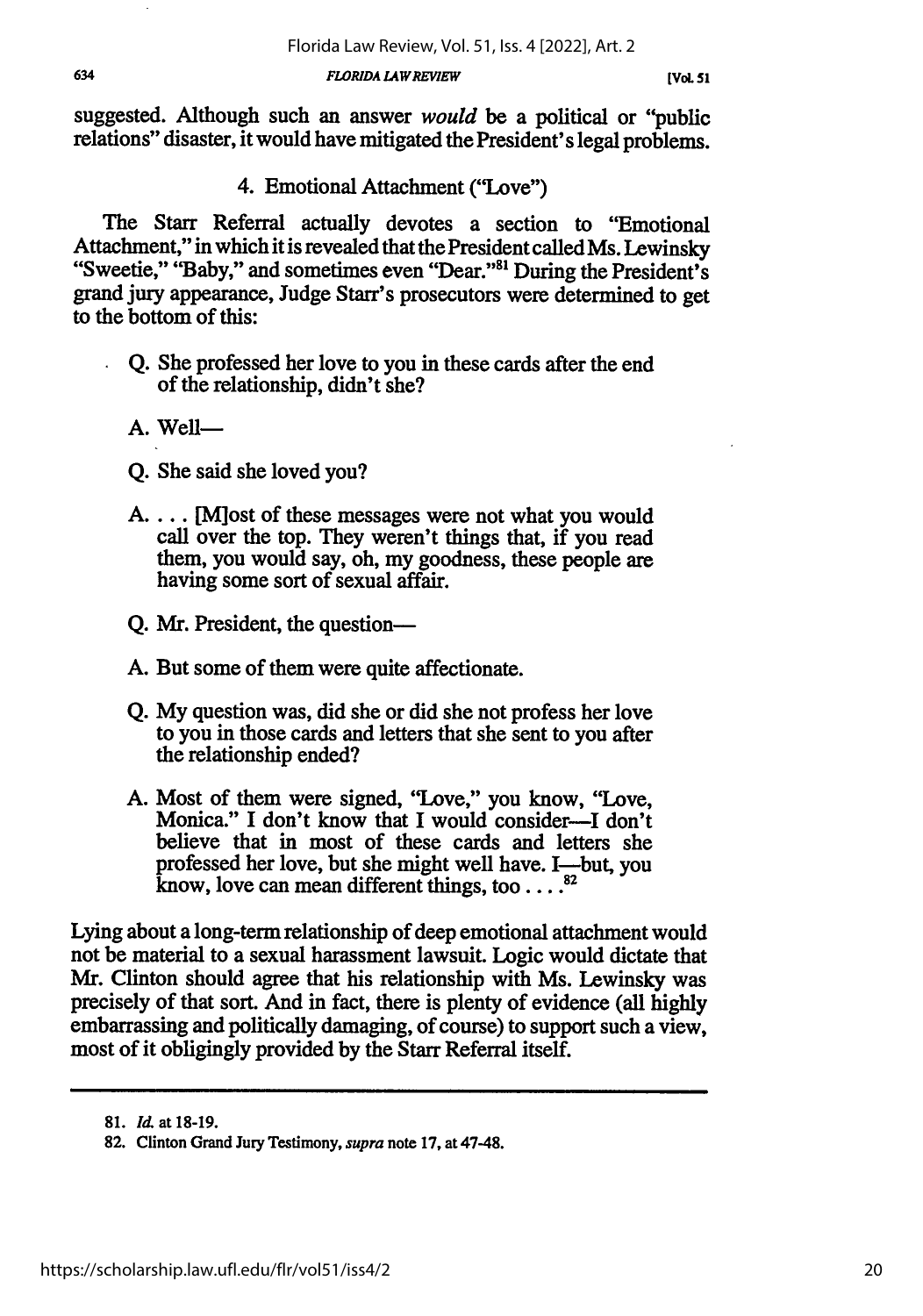suggested. Although such an answer *would* be a political or "public relations" disaster, it would have mitigated the President's legal problems.

### 4. Emotional Attachment ("Love")

The Starr Referral actually devotes a section to "Emotional Attachment," in which it is revealed that the President called Ms. Lewinsky "Sweetie," "Baby," and sometimes even "Dear."[81] During the President's grand jury appearance, Judge Starr's prosecutors were determined to get to the bottom of this:

> Q. She professed her love to you in these cards after the end of the relationship, didn't she?
>
> A. Well—
>
> Q. She said she loved you?
>
> A. . . . [M]ost of these messages were not what you would call over the top. They weren't things that, if you read them, you would say, oh, my goodness, these people are having some sort of sexual affair.
>
> Q. Mr. President, the question—
>
> A. But some of them were quite affectionate.
>
> Q. My question was, did she or did she not profess her love to you in those cards and letters that she sent to you after the relationship ended?
>
> A. Most of them were signed, "Love," you know, "Love, Monica." I don't know that I would consider—I don't believe that in most of these cards and letters she professed her love, but she might well have. I—but, you know, love can mean different things, too . . . .[82]

Lying about a long-term relationship of deep emotional attachment would not be material to a sexual harassment lawsuit. Logic would dictate that Mr. Clinton should agree that his relationship with Ms. Lewinsky was precisely of that sort. And in fact, there is plenty of evidence (all highly embarrassing and politically damaging, of course) to support such a view, most of it obligingly provided by the Starr Referral itself.

---

81. *Id.* at 18-19.

82. Clinton Grand Jury Testimony, *supra* note 17, at 47-48.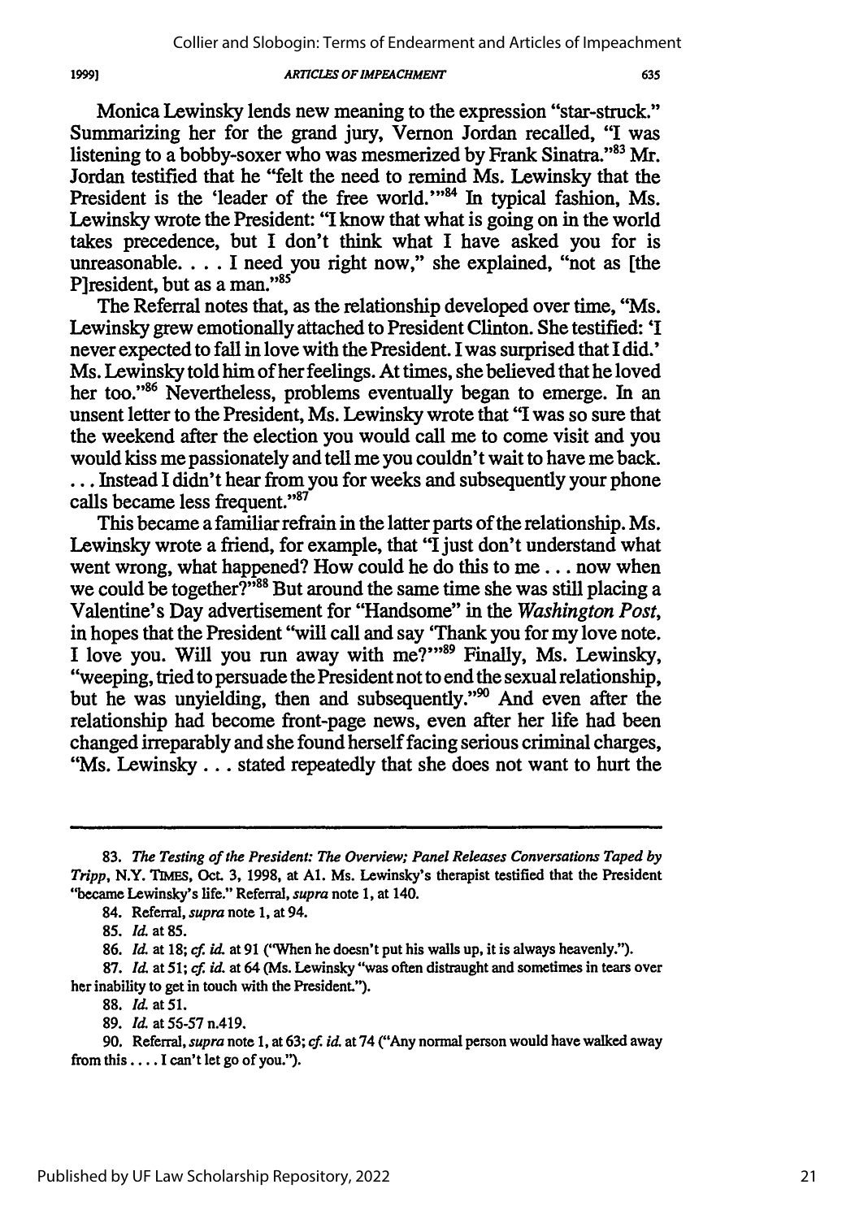Monica Lewinsky lends new meaning to the expression "star-struck." Summarizing her for the grand jury, Vernon Jordan recalled, "I was listening to a bobby-soxer who was mesmerized by Frank Sinatra."[83] Mr. Jordan testified that he "felt the need to remind Ms. Lewinsky that the President is the 'leader of the free world.'"[84] In typical fashion, Ms. Lewinsky wrote the President: "I know that what is going on in the world takes precedence, but I don't think what I have asked you for is unreasonable. . . . I need you right now," she explained, "not as [the P]resident, but as a man."[85]

The Referral notes that, as the relationship developed over time, "Ms. Lewinsky grew emotionally attached to President Clinton. She testified: 'I never expected to fall in love with the President. I was surprised that I did.' Ms. Lewinsky told him of her feelings. At times, she believed that he loved her too."[86] Nevertheless, problems eventually began to emerge. In an unsent letter to the President, Ms. Lewinsky wrote that "I was so sure that the weekend after the election you would call me to come visit and you would kiss me passionately and tell me you couldn't wait to have me back. . . . Instead I didn't hear from you for weeks and subsequently your phone calls became less frequent."[87]

This became a familiar refrain in the latter parts of the relationship. Ms. Lewinsky wrote a friend, for example, that "I just don't understand what went wrong, what happened? How could he do this to me . . . now when we could be together?"[88] But around the same time she was still placing a Valentine's Day advertisement for "Handsome" in the *Washington Post*, in hopes that the President "will call and say 'Thank you for my love note. I love you. Will you run away with me?'"[89] Finally, Ms. Lewinsky, "weeping, tried to persuade the President not to end the sexual relationship, but he was unyielding, then and subsequently."[90] And even after the relationship had become front-page news, even after her life had been changed irreparably and she found herself facing serious criminal charges, "Ms. Lewinsky . . . stated repeatedly that she does not want to hurt the

---

83. *The Testing of the President: The Overview; Panel Releases Conversations Taped by Tripp*, N.Y. TIMES, Oct. 3, 1998, at A1. Ms. Lewinsky's therapist testified that the President "became Lewinsky's life." Referral, *supra* note 1, at 140.

84. Referral, *supra* note 1, at 94.

85. *Id.* at 85.

86. *Id.* at 18; *cf. id.* at 91 ("When he doesn't put his walls up, it is always heavenly.").

87. *Id.* at 51; *cf. id.* at 64 (Ms. Lewinsky "was often distraught and sometimes in tears over her inability to get in touch with the President.").

88. *Id.* at 51.

89. *Id.* at 56-57 n.419.

90. Referral, *supra* note 1, at 63; *cf. id.* at 74 ("Any normal person would have walked away from this . . . . I can't let go of you.").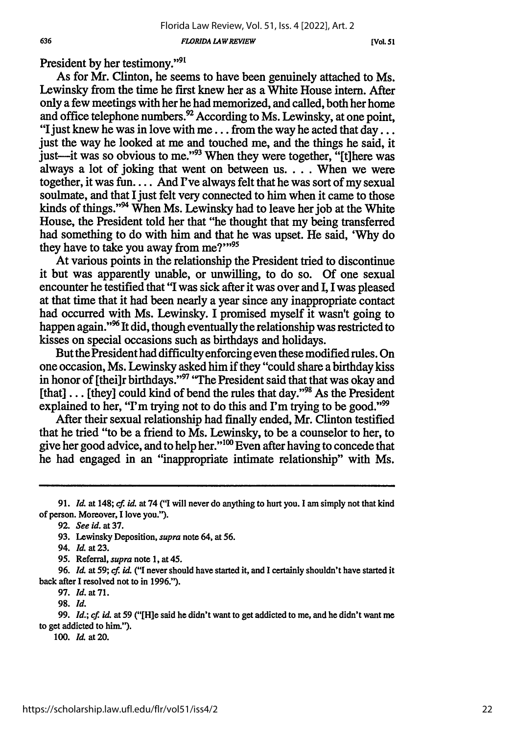President by her testimony."[91]

As for Mr. Clinton, he seems to have been genuinely attached to Ms. Lewinsky from the time he first knew her as a White House intern. After only a few meetings with her he had memorized, and called, both her home and office telephone numbers.[92] According to Ms. Lewinsky, at one point, "I just knew he was in love with me . . . from the way he acted that day . . . just the way he looked at me and touched me, and the things he said, it just—it was so obvious to me."[93] When they were together, "[t]here was always a lot of joking that went on between us. . . . When we were together, it was fun. . . . And I've always felt that he was sort of my sexual soulmate, and that I just felt very connected to him when it came to those kinds of things."[94] When Ms. Lewinsky had to leave her job at the White House, the President told her that "he thought that my being transferred had something to do with him and that he was upset. He said, 'Why do they have to take you away from me?'"[95]

At various points in the relationship the President tried to discontinue it but was apparently unable, or unwilling, to do so. Of one sexual encounter he testified that "I was sick after it was over and I, I was pleased at that time that it had been nearly a year since any inappropriate contact had occurred with Ms. Lewinsky. I promised myself it wasn't going to happen again."[96] It did, though eventually the relationship was restricted to kisses on special occasions such as birthdays and holidays.

But the President had difficulty enforcing even these modified rules. On one occasion, Ms. Lewinsky asked him if they "could share a birthday kiss in honor of [thei]r birthdays."[97] "The President said that that was okay and [that] . . . [they] could kind of bend the rules that day."[98] As the President explained to her, "I'm trying not to do this and I'm trying to be good."[99]

After their sexual relationship had finally ended, Mr. Clinton testified that he tried "to be a friend to Ms. Lewinsky, to be a counselor to her, to give her good advice, and to help her."[100] Even after having to concede that he had engaged in an "inappropriate intimate relationship" with Ms.

---

91. *Id.* at 148; *cf. id.* at 74 ("I will never do anything to hurt you. I am simply not that kind of person. Moreover, I love you.").

92. *See id.* at 37.

93. Lewinsky Deposition, *supra* note 64, at 56.

94. *Id.* at 23.

95. Referral, *supra* note 1, at 45.

96. *Id.* at 59; *cf. id.* ("I never should have started it, and I certainly shouldn't have started it back after I resolved not to in 1996.").

97. *Id.* at 71.

98. *Id.*

99. *Id.*; *cf. id.* at 59 ("[H]e said he didn't want to get addicted to me, and he didn't want me to get addicted to him.").

100. *Id.* at 20.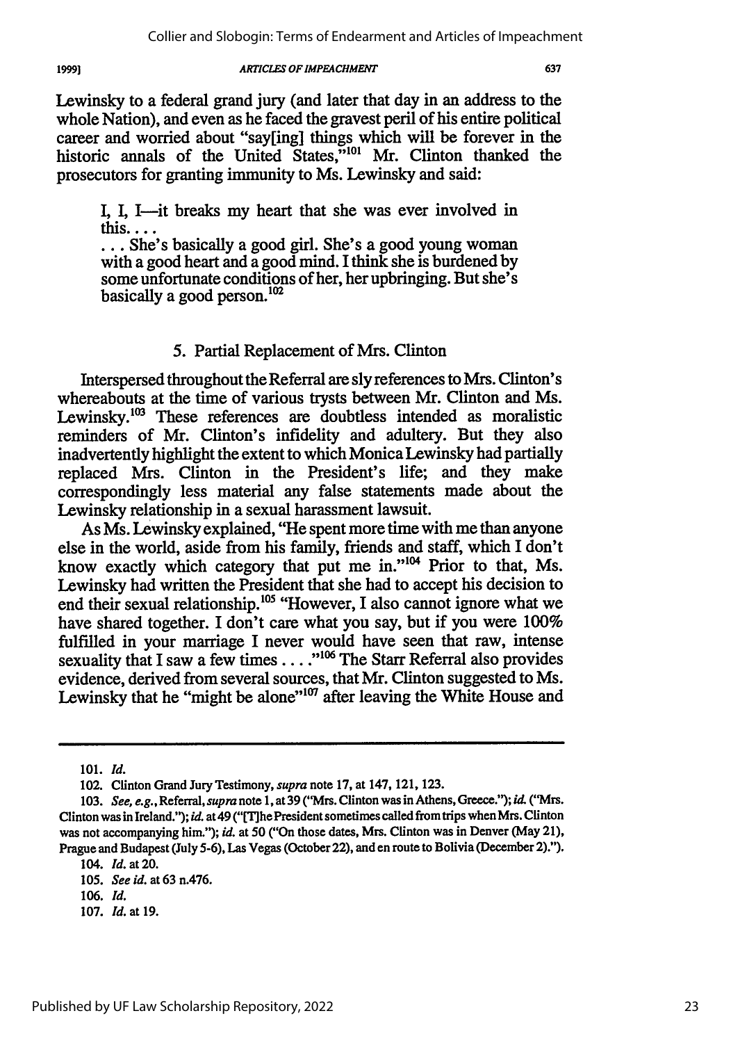Lewinsky to a federal grand jury (and later that day in an address to the whole Nation), and even as he faced the gravest peril of his entire political career and worried about "say[ing] things which will be forever in the historic annals of the United States,"[101] Mr. Clinton thanked the prosecutors for granting immunity to Ms. Lewinsky and said:

> I, I, I—it breaks my heart that she was ever involved in this. . . .
> . . . She's basically a good girl. She's a good young woman with a good heart and a good mind. I think she is burdened by some unfortunate conditions of her, her upbringing. But she's basically a good person.[102]

### 5. Partial Replacement of Mrs. Clinton

Interspersed throughout the Referral are sly references to Mrs. Clinton's whereabouts at the time of various trysts between Mr. Clinton and Ms. Lewinsky.[103] These references are doubtless intended as moralistic reminders of Mr. Clinton's infidelity and adultery. But they also inadvertently highlight the extent to which Monica Lewinsky had partially replaced Mrs. Clinton in the President's life; and they make correspondingly less material any false statements made about the Lewinsky relationship in a sexual harassment lawsuit.

As Ms. Lewinsky explained, "He spent more time with me than anyone else in the world, aside from his family, friends and staff, which I don't know exactly which category that put me in."[104] Prior to that, Ms. Lewinsky had written the President that she had to accept his decision to end their sexual relationship.[105] "However, I also cannot ignore what we have shared together. I don't care what you say, but if you were 100% fulfilled in your marriage I never would have seen that raw, intense sexuality that I saw a few times . . . ."[106] The Starr Referral also provides evidence, derived from several sources, that Mr. Clinton suggested to Ms. Lewinsky that he "might be alone"[107] after leaving the White House and

---

101. *Id.*

102. Clinton Grand Jury Testimony, *supra* note 17, at 147, 121, 123.

103. *See, e.g.*, Referral, *supra* note 1, at 39 ("Mrs. Clinton was in Athens, Greece."); *id.* ("Mrs. Clinton was in Ireland."); *id.* at 49 ("[T]he President sometimes called from trips when Mrs. Clinton was not accompanying him."); *id.* at 50 ("On those dates, Mrs. Clinton was in Denver (May 21), Prague and Budapest (July 5-6), Las Vegas (October 22), and en route to Bolivia (December 2).").

104. *Id.* at 20.

105. *See id.* at 63 n.476.

106. *Id.*

107. *Id.* at 19.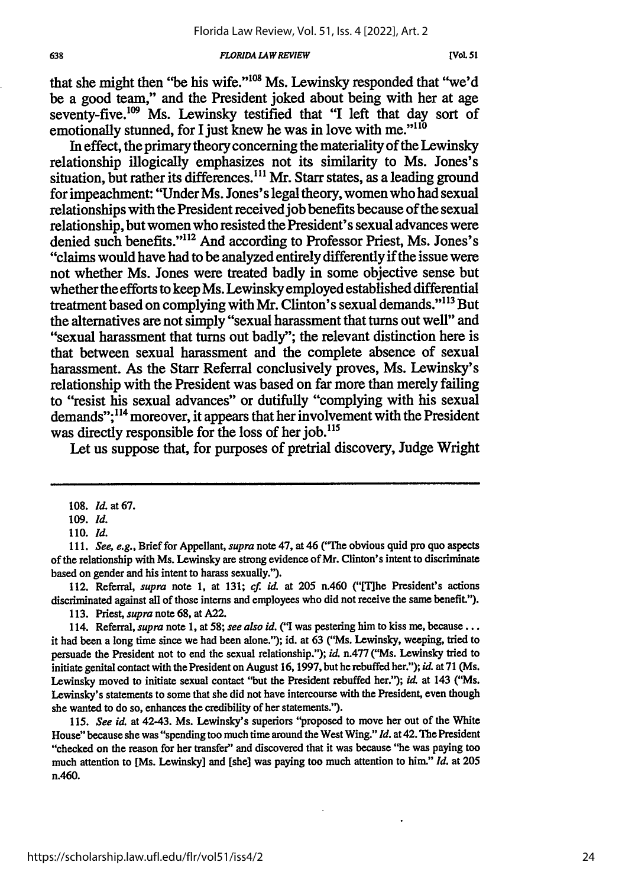that she might then "be his wife."[108] Ms. Lewinsky responded that "we'd be a good team," and the President joked about being with her at age seventy-five.[109] Ms. Lewinsky testified that "I left that day sort of emotionally stunned, for I just knew he was in love with me."[110]

In effect, the primary theory concerning the materiality of the Lewinsky relationship illogically emphasizes not its similarity to Ms. Jones's situation, but rather its differences.[111] Mr. Starr states, as a leading ground for impeachment: "Under Ms. Jones's legal theory, women who had sexual relationships with the President received job benefits because of the sexual relationship, but women who resisted the President's sexual advances were denied such benefits."[112] And according to Professor Priest, Ms. Jones's "claims would have had to be analyzed entirely differently if the issue were not whether Ms. Jones were treated badly in some objective sense but whether the efforts to keep Ms. Lewinsky employed established differential treatment based on complying with Mr. Clinton's sexual demands."[113] But the alternatives are not simply "sexual harassment that turns out well" and "sexual harassment that turns out badly"; the relevant distinction here is that between sexual harassment and the complete absence of sexual harassment. As the Starr Referral conclusively proves, Ms. Lewinsky's relationship with the President was based on far more than merely failing to "resist his sexual advances" or dutifully "complying with his sexual demands";[114] moreover, it appears that her involvement with the President was directly responsible for the loss of her job.[115]

Let us suppose that, for purposes of pretrial discovery, Judge Wright

---

108. *Id.* at 67.

109. *Id.*

110. *Id.*

111. *See, e.g.*, Brief for Appellant, *supra* note 47, at 46 ("The obvious quid pro quo aspects of the relationship with Ms. Lewinsky are strong evidence of Mr. Clinton's intent to discriminate based on gender and his intent to harass sexually.").

112. Referral, *supra* note 1, at 131; *cf. id.* at 205 n.460 ("[T]he President's actions discriminated against all of those interns and employees who did not receive the same benefit.").

113. Priest, *supra* note 68, at A22.

114. Referral, *supra* note 1, at 58; *see also id.* ("I was pestering him to kiss me, because . . . it had been a long time since we had been alone."); id. at 63 ("Ms. Lewinsky, weeping, tried to persuade the President not to end the sexual relationship."); *id.* n.477 ("Ms. Lewinsky tried to initiate genital contact with the President on August 16, 1997, but he rebuffed her."); *id.* at 71 (Ms. Lewinsky moved to initiate sexual contact "but the President rebuffed her."); *id.* at 143 ("Ms. Lewinsky's statements to some that she did not have intercourse with the President, even though she wanted to do so, enhances the credibility of her statements.").

115. *See id.* at 42-43. Ms. Lewinsky's superiors "proposed to move her out of the White House" because she was "spending too much time around the West Wing." *Id.* at 42. The President "checked on the reason for her transfer" and discovered that it was because "he was paying too much attention to [Ms. Lewinsky] and [she] was paying too much attention to him." *Id.* at 205 n.460.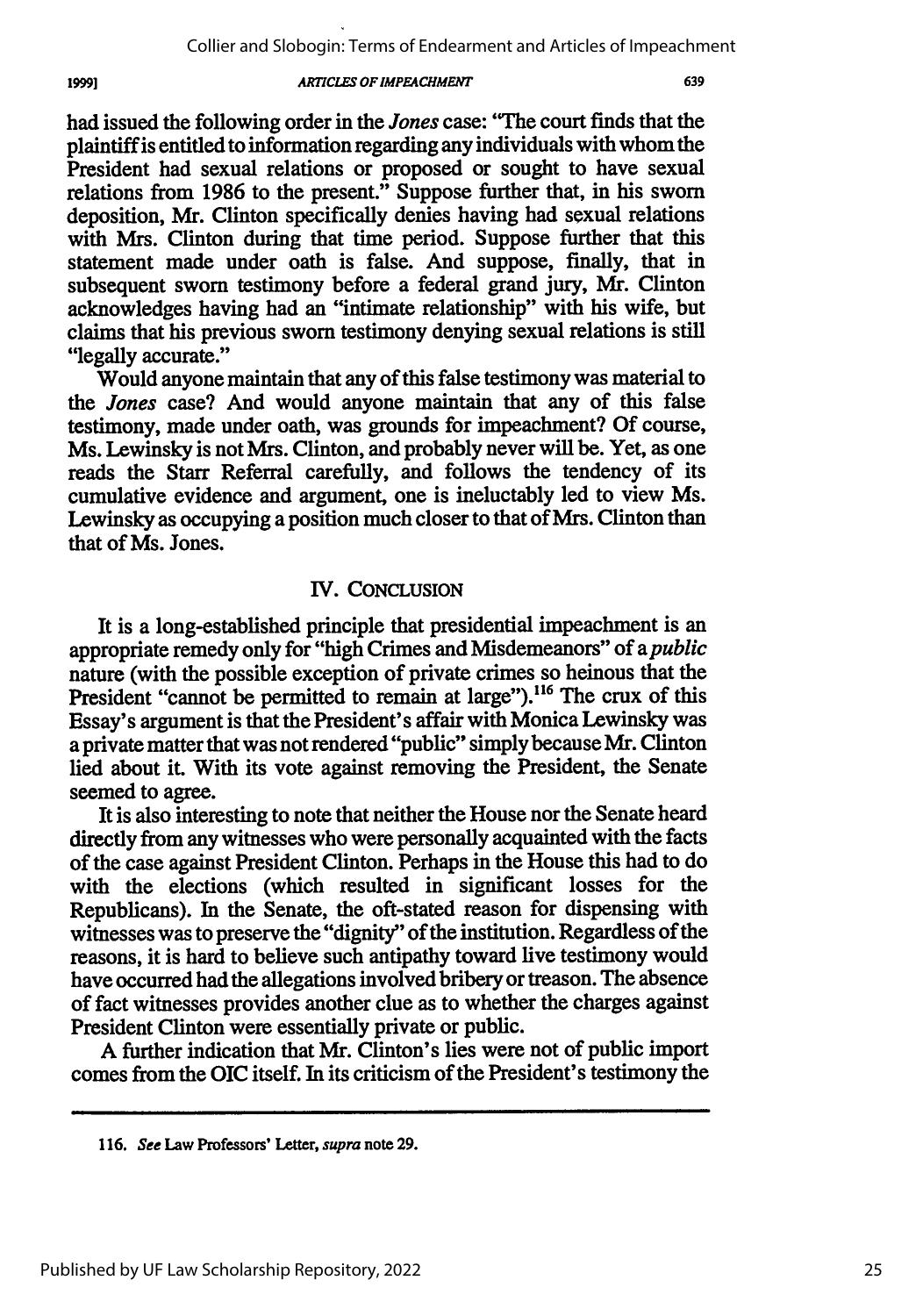had issued the following order in the *Jones* case: "The court finds that the plaintiff is entitled to information regarding any individuals with whom the President had sexual relations or proposed or sought to have sexual relations from 1986 to the present." Suppose further that, in his sworn deposition, Mr. Clinton specifically denies having had sexual relations with Mrs. Clinton during that time period. Suppose further that this statement made under oath is false. And suppose, finally, that in subsequent sworn testimony before a federal grand jury, Mr. Clinton acknowledges having had an "intimate relationship" with his wife, but claims that his previous sworn testimony denying sexual relations is still "legally accurate."

Would anyone maintain that any of this false testimony was material to the *Jones* case? And would anyone maintain that any of this false testimony, made under oath, was grounds for impeachment? Of course, Ms. Lewinsky is not Mrs. Clinton, and probably never will be. Yet, as one reads the Starr Referral carefully, and follows the tendency of its cumulative evidence and argument, one is ineluctably led to view Ms. Lewinsky as occupying a position much closer to that of Mrs. Clinton than that of Ms. Jones.

## IV. CONCLUSION

It is a long-established principle that presidential impeachment is an appropriate remedy only for "high Crimes and Misdemeanors" of a *public* nature (with the possible exception of private crimes so heinous that the President "cannot be permitted to remain at large").[116] The crux of this Essay's argument is that the President's affair with Monica Lewinsky was a private matter that was not rendered "public" simply because Mr. Clinton lied about it. With its vote against removing the President, the Senate seemed to agree.

It is also interesting to note that neither the House nor the Senate heard directly from any witnesses who were personally acquainted with the facts of the case against President Clinton. Perhaps in the House this had to do with the elections (which resulted in significant losses for the Republicans). In the Senate, the oft-stated reason for dispensing with witnesses was to preserve the "dignity" of the institution. Regardless of the reasons, it is hard to believe such antipathy toward live testimony would have occurred had the allegations involved bribery or treason. The absence of fact witnesses provides another clue as to whether the charges against President Clinton were essentially private or public.

A further indication that Mr. Clinton's lies were not of public import comes from the OIC itself. In its criticism of the President's testimony the

---

116. *See* Law Professors' Letter, *supra* note 29.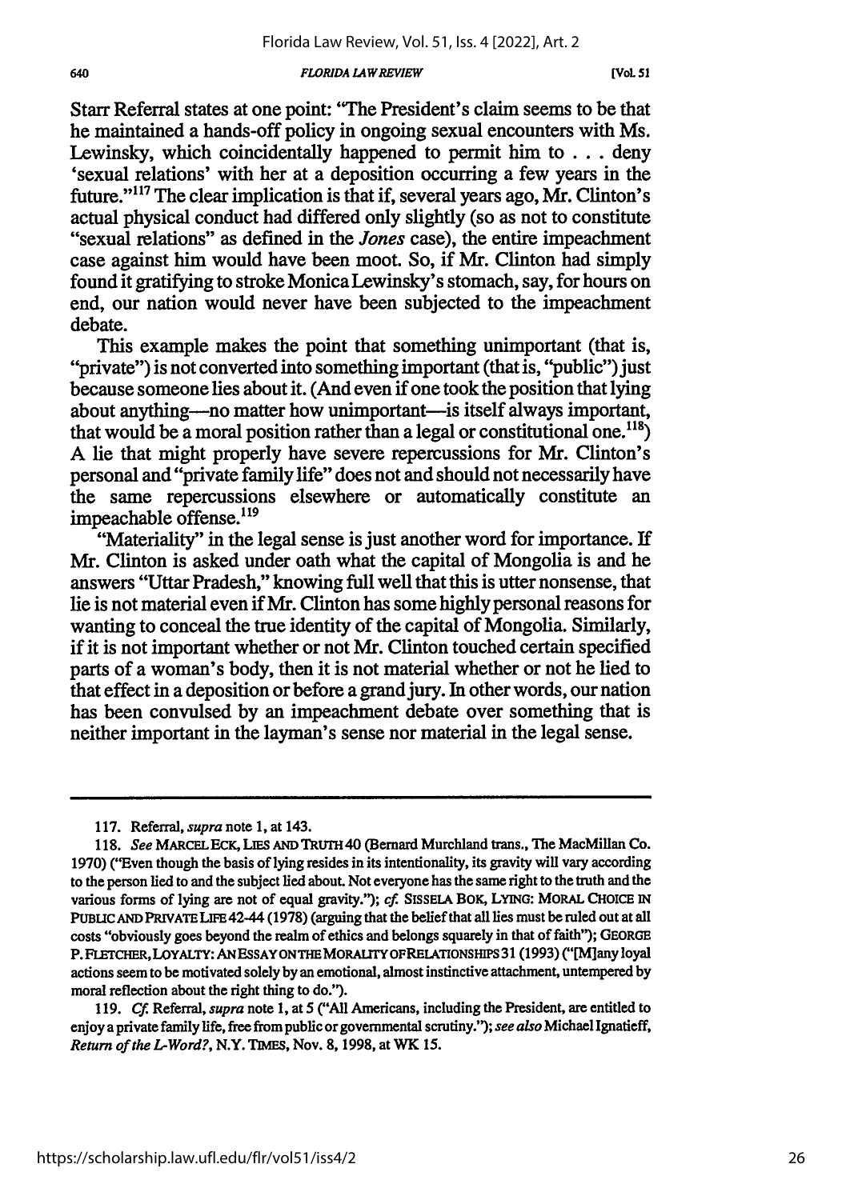Starr Referral states at one point: "The President's claim seems to be that he maintained a hands-off policy in ongoing sexual encounters with Ms. Lewinsky, which coincidentally happened to permit him to . . . deny 'sexual relations' with her at a deposition occurring a few years in the future."[117] The clear implication is that if, several years ago, Mr. Clinton's actual physical conduct had differed only slightly (so as not to constitute "sexual relations" as defined in the *Jones* case), the entire impeachment case against him would have been moot. So, if Mr. Clinton had simply found it gratifying to stroke Monica Lewinsky's stomach, say, for hours on end, our nation would never have been subjected to the impeachment debate.

This example makes the point that something unimportant (that is, "private") is not converted into something important (that is, "public") just because someone lies about it. (And even if one took the position that lying about anything—no matter how unimportant—is itself always important, that would be a moral position rather than a legal or constitutional one.[118]) A lie that might properly have severe repercussions for Mr. Clinton's personal and "private family life" does not and should not necessarily have the same repercussions elsewhere or automatically constitute an impeachable offense.[119]

"Materiality" in the legal sense is just another word for importance. If Mr. Clinton is asked under oath what the capital of Mongolia is and he answers "Uttar Pradesh," knowing full well that this is utter nonsense, that lie is not material even if Mr. Clinton has some highly personal reasons for wanting to conceal the true identity of the capital of Mongolia. Similarly, if it is not important whether or not Mr. Clinton touched certain specified parts of a woman's body, then it is not material whether or not he lied to that effect in a deposition or before a grand jury. In other words, our nation has been convulsed by an impeachment debate over something that is neither important in the layman's sense nor material in the legal sense.

---

117. Referral, *supra* note 1, at 143.

118. *See* MARCEL ECK, LIES AND TRUTH 40 (Bernard Murchland trans., The MacMillan Co. 1970) ("Even though the basis of lying resides in its intentionality, its gravity will vary according to the person lied to and the subject lied about. Not everyone has the same right to the truth and the various forms of lying are not of equal gravity."); *cf.* SISSELA BOK, LYING: MORAL CHOICE IN PUBLIC AND PRIVATE LIFE 42-44 (1978) (arguing that the belief that all lies must be ruled out at all costs "obviously goes beyond the realm of ethics and belongs squarely in that of faith"); GEORGE P. FLETCHER, LOYALTY: AN ESSAY ON THE MORALITY OF RELATIONSHIPS 31 (1993) ("[M]any loyal actions seem to be motivated solely by an emotional, almost instinctive attachment, untempered by moral reflection about the right thing to do.").

119. *Cf.* Referral, *supra* note 1, at 5 ("All Americans, including the President, are entitled to enjoy a private family life, free from public or governmental scrutiny."); *see also* Michael Ignatieff, *Return of the L-Word?*, N.Y. TIMES, Nov. 8, 1998, at WK 15.